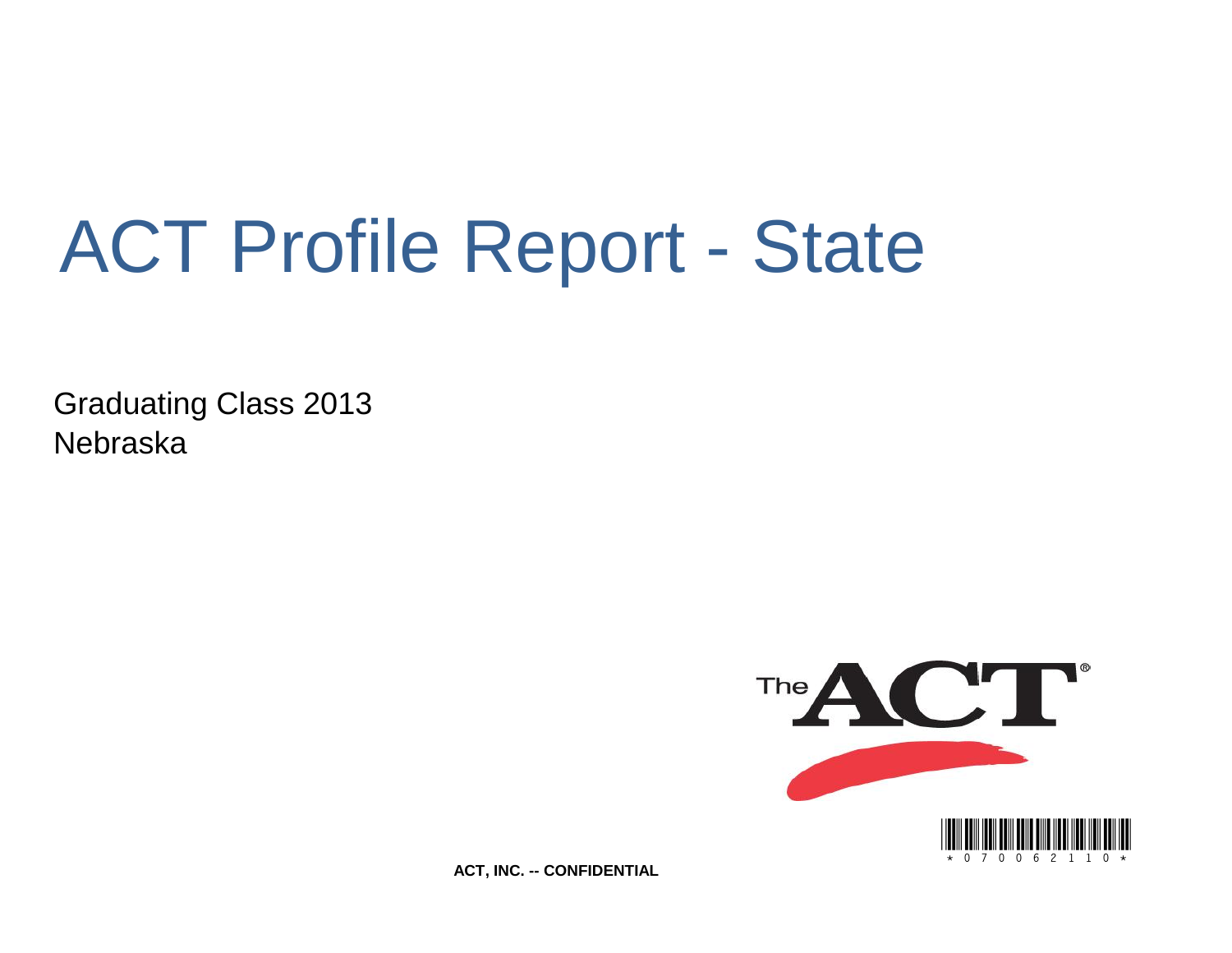# ACT Profile Report - State

Graduating Class 2013
Nebraska

The ACT®

\* 0 7 0 0 6 2 1 1 0 \*

**ACT, INC. -- CONFIDENTIAL**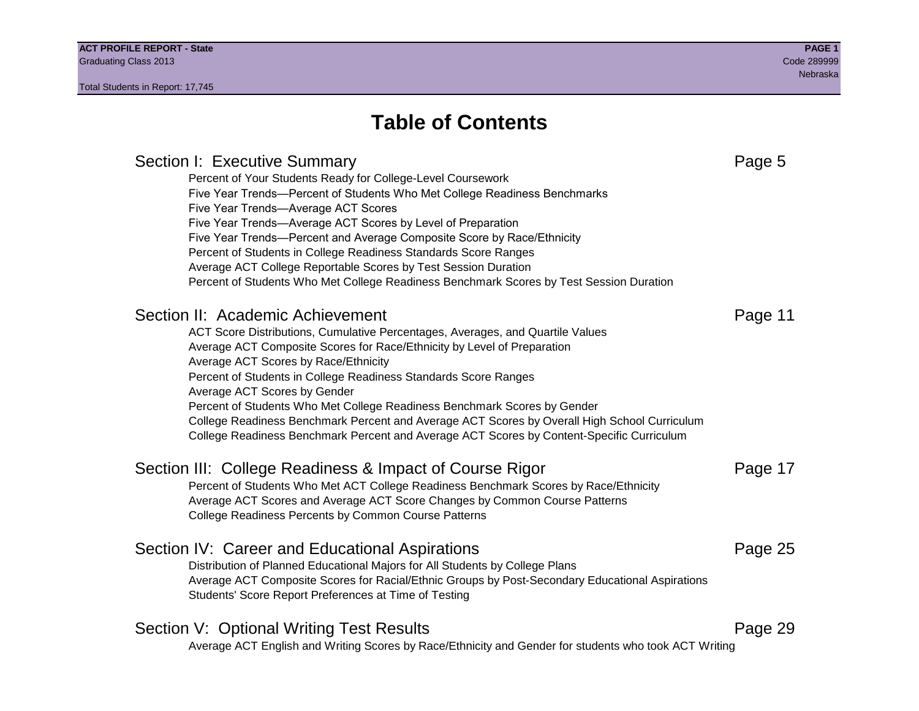# Table of Contents

## Section I: Executive Summary — Page 5

- Percent of Your Students Ready for College-Level Coursework
- Five Year Trends—Percent of Students Who Met College Readiness Benchmarks
- Five Year Trends—Average ACT Scores
- Five Year Trends—Average ACT Scores by Level of Preparation
- Five Year Trends—Percent and Average Composite Score by Race/Ethnicity
- Percent of Students in College Readiness Standards Score Ranges
- Average ACT College Reportable Scores by Test Session Duration
- Percent of Students Who Met College Readiness Benchmark Scores by Test Session Duration

## Section II: Academic Achievement — Page 11

- ACT Score Distributions, Cumulative Percentages, Averages, and Quartile Values
- Average ACT Composite Scores for Race/Ethnicity by Level of Preparation
- Average ACT Scores by Race/Ethnicity
- Percent of Students in College Readiness Standards Score Ranges
- Average ACT Scores by Gender
- Percent of Students Who Met College Readiness Benchmark Scores by Gender
- College Readiness Benchmark Percent and Average ACT Scores by Overall High School Curriculum
- College Readiness Benchmark Percent and Average ACT Scores by Content-Specific Curriculum

## Section III: College Readiness & Impact of Course Rigor — Page 17

- Percent of Students Who Met ACT College Readiness Benchmark Scores by Race/Ethnicity
- Average ACT Scores and Average ACT Score Changes by Common Course Patterns
- College Readiness Percents by Common Course Patterns

## Section IV: Career and Educational Aspirations — Page 25

- Distribution of Planned Educational Majors for All Students by College Plans
- Average ACT Composite Scores for Racial/Ethnic Groups by Post-Secondary Educational Aspirations
- Students' Score Report Preferences at Time of Testing

## Section V: Optional Writing Test Results — Page 29

- Average ACT English and Writing Scores by Race/Ethnicity and Gender for students who took ACT Writing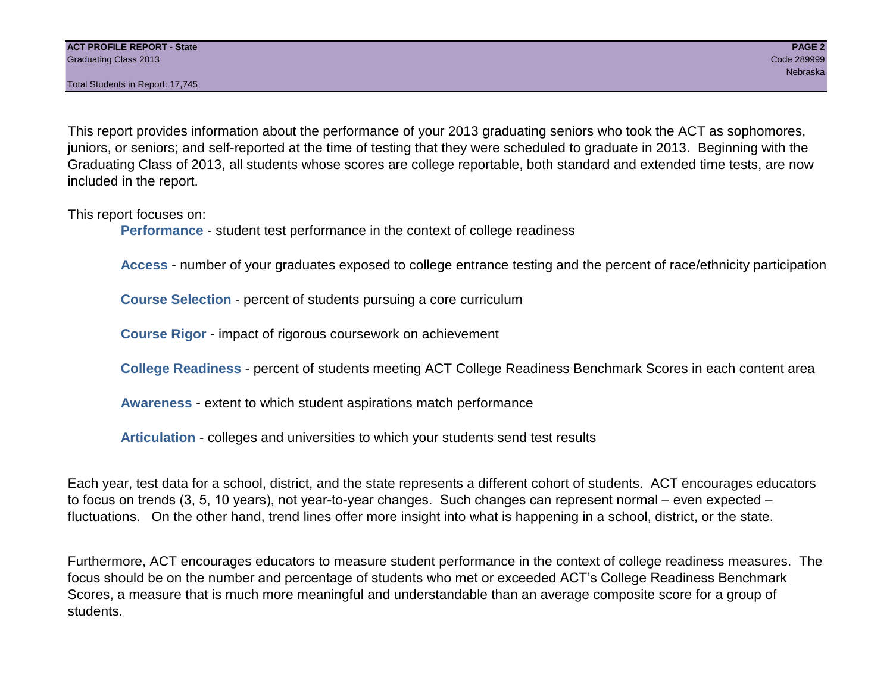This report provides information about the performance of your 2013 graduating seniors who took the ACT as sophomores, juniors, or seniors; and self-reported at the time of testing that they were scheduled to graduate in 2013. Beginning with the Graduating Class of 2013, all students whose scores are college reportable, both standard and extended time tests, are now included in the report.

This report focuses on:

**Performance** - student test performance in the context of college readiness

**Access** - number of your graduates exposed to college entrance testing and the percent of race/ethnicity participation

**Course Selection** - percent of students pursuing a core curriculum

**Course Rigor** - impact of rigorous coursework on achievement

**College Readiness** - percent of students meeting ACT College Readiness Benchmark Scores in each content area

**Awareness** - extent to which student aspirations match performance

**Articulation** - colleges and universities to which your students send test results

Each year, test data for a school, district, and the state represents a different cohort of students. ACT encourages educators to focus on trends (3, 5, 10 years), not year-to-year changes. Such changes can represent normal – even expected – fluctuations. On the other hand, trend lines offer more insight into what is happening in a school, district, or the state.

Furthermore, ACT encourages educators to measure student performance in the context of college readiness measures. The focus should be on the number and percentage of students who met or exceeded ACT's College Readiness Benchmark Scores, a measure that is much more meaningful and understandable than an average composite score for a group of students.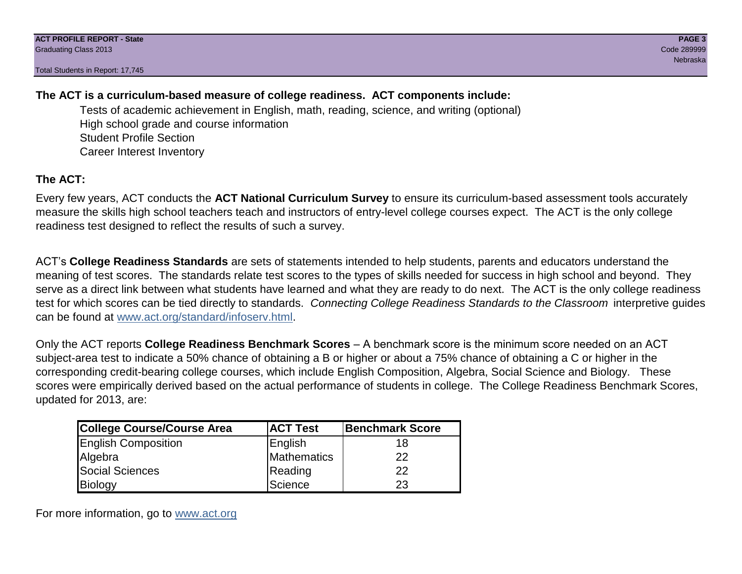**The ACT is a curriculum-based measure of college readiness. ACT components include:**

Tests of academic achievement in English, math, reading, science, and writing (optional)
High school grade and course information
Student Profile Section
Career Interest Inventory

**The ACT:**

Every few years, ACT conducts the **ACT National Curriculum Survey** to ensure its curriculum-based assessment tools accurately measure the skills high school teachers teach and instructors of entry-level college courses expect. The ACT is the only college readiness test designed to reflect the results of such a survey.

ACT's **College Readiness Standards** are sets of statements intended to help students, parents and educators understand the meaning of test scores. The standards relate test scores to the types of skills needed for success in high school and beyond. They serve as a direct link between what students have learned and what they are ready to do next. The ACT is the only college readiness test for which scores can be tied directly to standards. *Connecting College Readiness Standards to the Classroom* interpretive guides can be found at www.act.org/standard/infoserv.html.

Only the ACT reports **College Readiness Benchmark Scores** – A benchmark score is the minimum score needed on an ACT subject-area test to indicate a 50% chance of obtaining a B or higher or about a 75% chance of obtaining a C or higher in the corresponding credit-bearing college courses, which include English Composition, Algebra, Social Science and Biology. These scores were empirically derived based on the actual performance of students in college. The College Readiness Benchmark Scores, updated for 2013, are:

| College Course/Course Area | ACT Test | Benchmark Score |
| --- | --- | --- |
| English Composition | English | 18 |
| Algebra | Mathematics | 22 |
| Social Sciences | Reading | 22 |
| Biology | Science | 23 |

For more information, go to www.act.org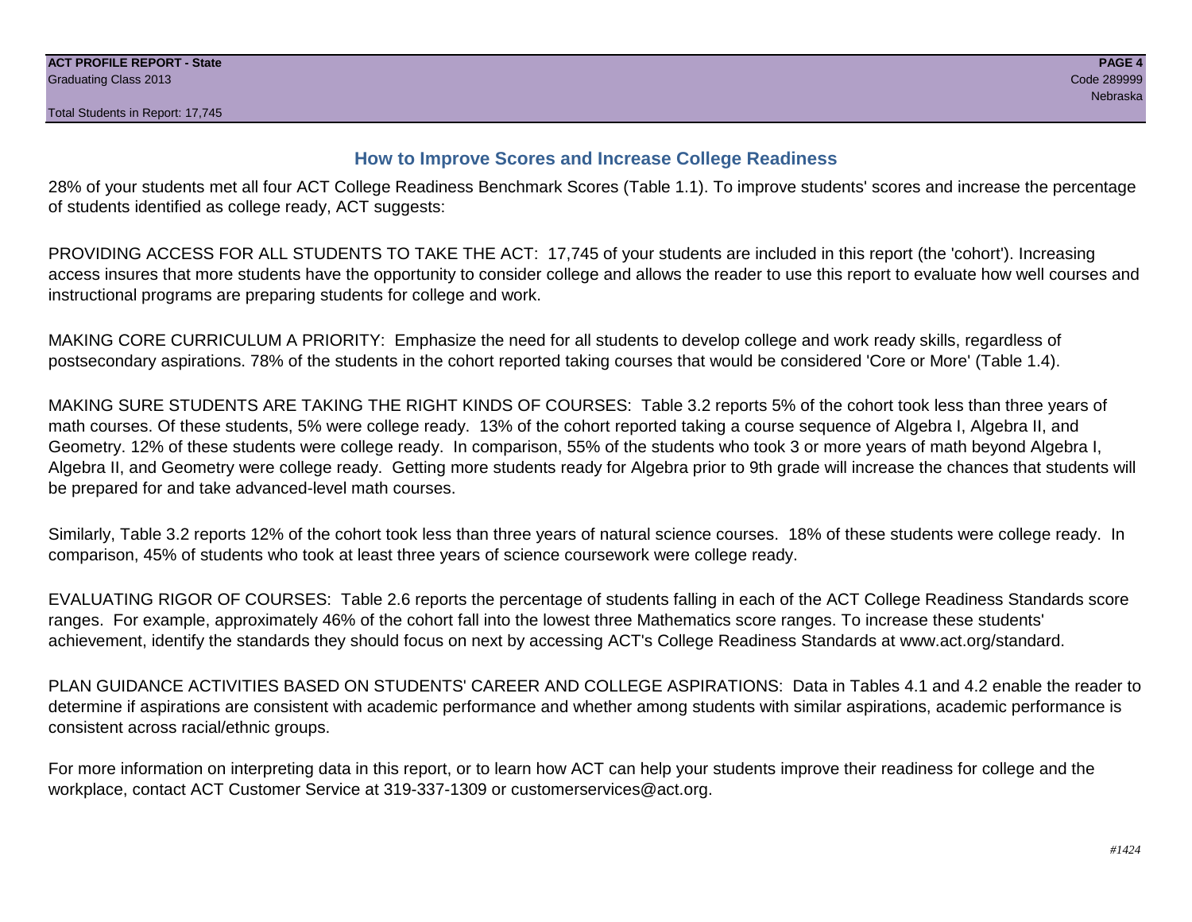## How to Improve Scores and Increase College Readiness

28% of your students met all four ACT College Readiness Benchmark Scores (Table 1.1). To improve students' scores and increase the percentage of students identified as college ready, ACT suggests:

PROVIDING ACCESS FOR ALL STUDENTS TO TAKE THE ACT: 17,745 of your students are included in this report (the 'cohort'). Increasing access insures that more students have the opportunity to consider college and allows the reader to use this report to evaluate how well courses and instructional programs are preparing students for college and work.

MAKING CORE CURRICULUM A PRIORITY: Emphasize the need for all students to develop college and work ready skills, regardless of postsecondary aspirations. 78% of the students in the cohort reported taking courses that would be considered 'Core or More' (Table 1.4).

MAKING SURE STUDENTS ARE TAKING THE RIGHT KINDS OF COURSES: Table 3.2 reports 5% of the cohort took less than three years of math courses. Of these students, 5% were college ready. 13% of the cohort reported taking a course sequence of Algebra I, Algebra II, and Geometry. 12% of these students were college ready. In comparison, 55% of the students who took 3 or more years of math beyond Algebra I, Algebra II, and Geometry were college ready. Getting more students ready for Algebra prior to 9th grade will increase the chances that students will be prepared for and take advanced-level math courses.

Similarly, Table 3.2 reports 12% of the cohort took less than three years of natural science courses. 18% of these students were college ready. In comparison, 45% of students who took at least three years of science coursework were college ready.

EVALUATING RIGOR OF COURSES: Table 2.6 reports the percentage of students falling in each of the ACT College Readiness Standards score ranges. For example, approximately 46% of the cohort fall into the lowest three Mathematics score ranges. To increase these students' achievement, identify the standards they should focus on next by accessing ACT's College Readiness Standards at www.act.org/standard.

PLAN GUIDANCE ACTIVITIES BASED ON STUDENTS' CAREER AND COLLEGE ASPIRATIONS: Data in Tables 4.1 and 4.2 enable the reader to determine if aspirations are consistent with academic performance and whether among students with similar aspirations, academic performance is consistent across racial/ethnic groups.

For more information on interpreting data in this report, or to learn how ACT can help your students improve their readiness for college and the workplace, contact ACT Customer Service at 319-337-1309 or customerservices@act.org.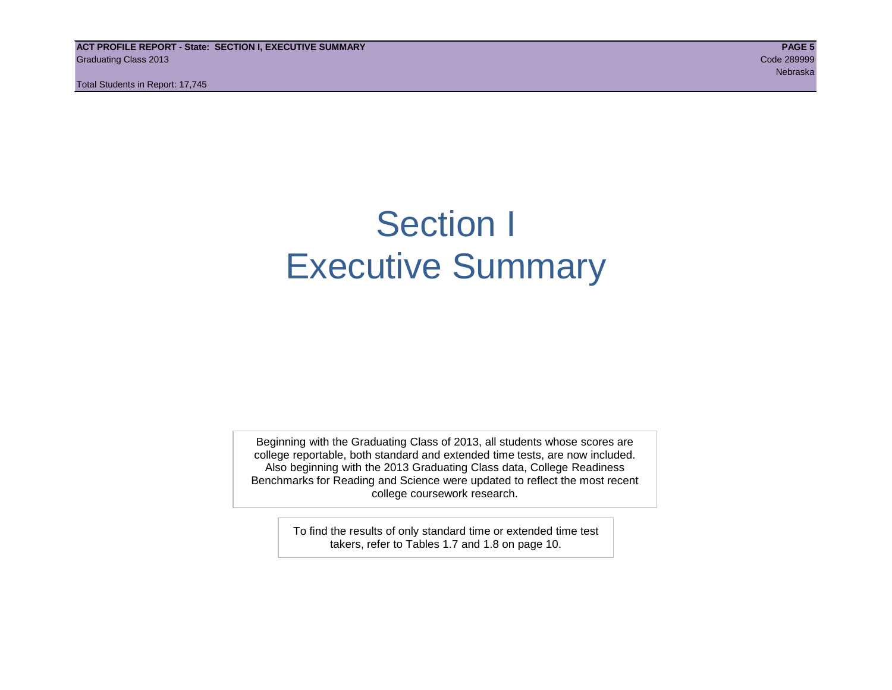# Section I
# Executive Summary

Beginning with the Graduating Class of 2013, all students whose scores are college reportable, both standard and extended time tests, are now included. Also beginning with the 2013 Graduating Class data, College Readiness Benchmarks for Reading and Science were updated to reflect the most recent college coursework research.

To find the results of only standard time or extended time test takers, refer to Tables 1.7 and 1.8 on page 10.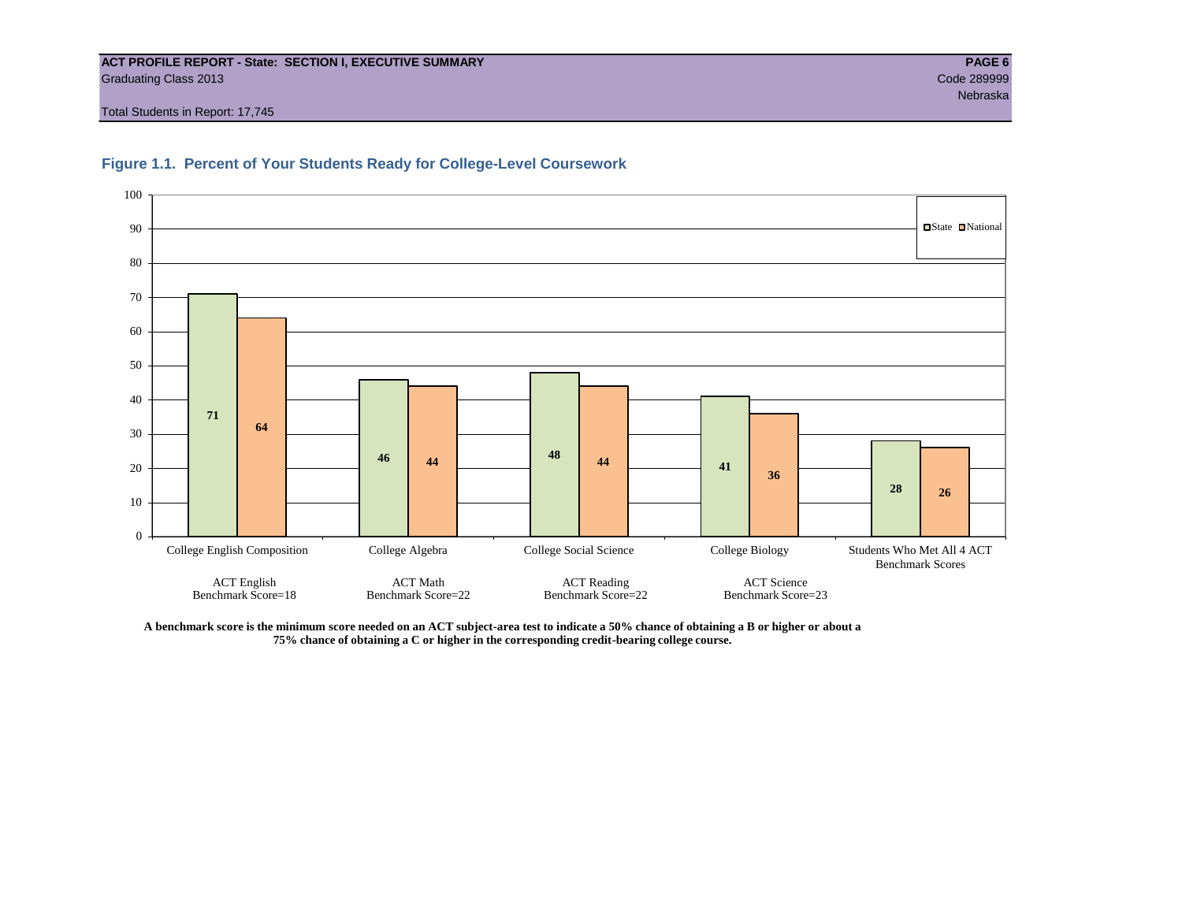**ACT PROFILE REPORT - State: SECTION I, EXECUTIVE SUMMARY**
Graduating Class 2013
Code 289999
Nebraska
Total Students in Report: 17,745

### Figure 1.1. Percent of Your Students Ready for College-Level Coursework

100
90
80
70
60
50
40
30
20
10
0

State National

71 64
46 44
48 44
41 36
28 26

College English Composition
College Algebra
College Social Science
College Biology
Students Who Met All 4 ACT Benchmark Scores

ACT English Benchmark Score=18
ACT Math Benchmark Score=22
ACT Reading Benchmark Score=22
ACT Science Benchmark Score=23

**A benchmark score is the minimum score needed on an ACT subject-area test to indicate a 50% chance of obtaining a B or higher or about a 75% chance of obtaining a C or higher in the corresponding credit-bearing college course.**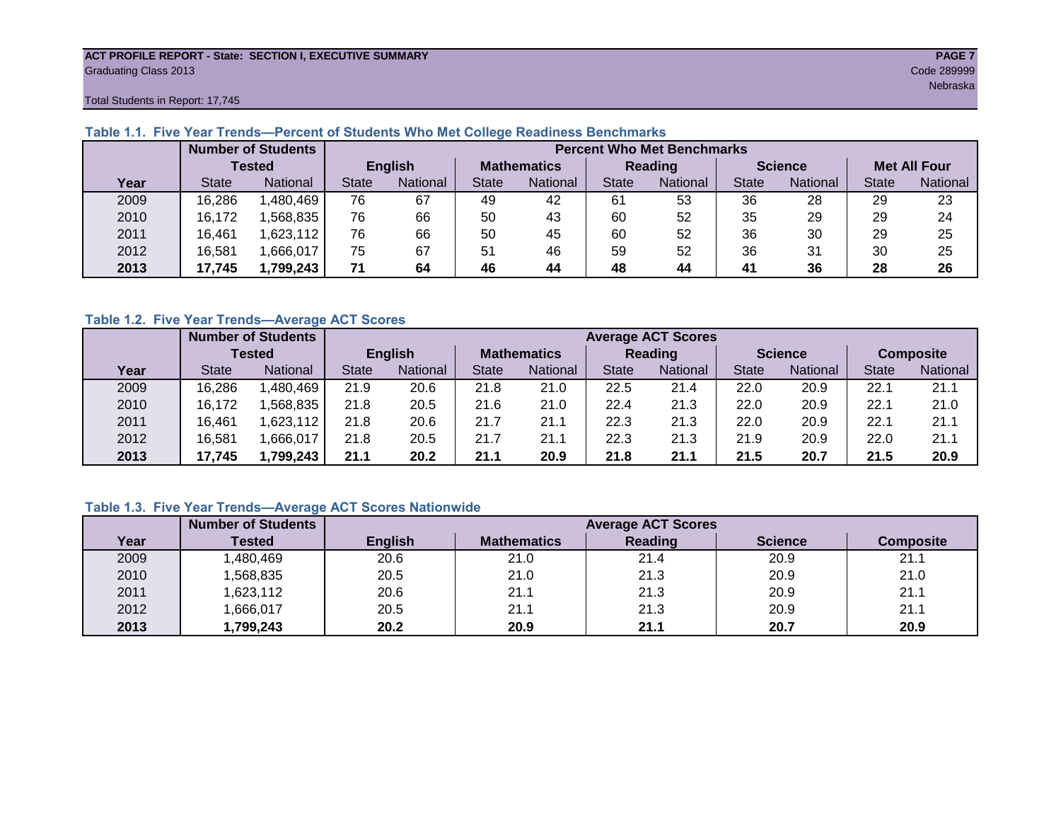ACT PROFILE REPORT - State: SECTION I, EXECUTIVE SUMMARY
Graduating Class 2013
Code 289999
Nebraska
Total Students in Report: 17,745

### Table 1.1. Five Year Trends—Percent of Students Who Met College Readiness Benchmarks

| | Number of Students Tested | | Percent Who Met Benchmarks | | | | | | | | | |
|---|---|---|---|---|---|---|---|---|---|---|---|---|
| | | | English | | Mathematics | | Reading | | Science | | Met All Four | |
| Year | State | National | State | National | State | National | State | National | State | National | State | National |
| 2009 | 16,286 | 1,480,469 | 76 | 67 | 49 | 42 | 61 | 53 | 36 | 28 | 29 | 23 |
| 2010 | 16,172 | 1,568,835 | 76 | 66 | 50 | 43 | 60 | 52 | 35 | 29 | 29 | 24 |
| 2011 | 16,461 | 1,623,112 | 76 | 66 | 50 | 45 | 60 | 52 | 36 | 30 | 29 | 25 |
| 2012 | 16,581 | 1,666,017 | 75 | 67 | 51 | 46 | 59 | 52 | 36 | 31 | 30 | 25 |
| **2013** | **17,745** | **1,799,243** | **71** | **64** | **46** | **44** | **48** | **44** | **41** | **36** | **28** | **26** |

### Table 1.2. Five Year Trends—Average ACT Scores

| | Number of Students Tested | | Average ACT Scores | | | | | | | | | |
|---|---|---|---|---|---|---|---|---|---|---|---|---|
| | | | English | | Mathematics | | Reading | | Science | | Composite | |
| Year | State | National | State | National | State | National | State | National | State | National | State | National |
| 2009 | 16,286 | 1,480,469 | 21.9 | 20.6 | 21.8 | 21.0 | 22.5 | 21.4 | 22.0 | 20.9 | 22.1 | 21.1 |
| 2010 | 16,172 | 1,568,835 | 21.8 | 20.5 | 21.6 | 21.0 | 22.4 | 21.3 | 22.0 | 20.9 | 22.1 | 21.0 |
| 2011 | 16,461 | 1,623,112 | 21.8 | 20.6 | 21.7 | 21.1 | 22.3 | 21.3 | 22.0 | 20.9 | 22.1 | 21.1 |
| 2012 | 16,581 | 1,666,017 | 21.8 | 20.5 | 21.7 | 21.1 | 22.3 | 21.3 | 21.9 | 20.9 | 22.0 | 21.1 |
| **2013** | **17,745** | **1,799,243** | **21.1** | **20.2** | **21.1** | **20.9** | **21.8** | **21.1** | **21.5** | **20.7** | **21.5** | **20.9** |

### Table 1.3. Five Year Trends—Average ACT Scores Nationwide

| | Number of Students | Average ACT Scores | | | | |
|---|---|---|---|---|---|---|
| Year | Tested | English | Mathematics | Reading | Science | Composite |
| 2009 | 1,480,469 | 20.6 | 21.0 | 21.4 | 20.9 | 21.1 |
| 2010 | 1,568,835 | 20.5 | 21.0 | 21.3 | 20.9 | 21.0 |
| 2011 | 1,623,112 | 20.6 | 21.1 | 21.3 | 20.9 | 21.1 |
| 2012 | 1,666,017 | 20.5 | 21.1 | 21.3 | 20.9 | 21.1 |
| **2013** | **1,799,243** | **20.2** | **20.9** | **21.1** | **20.7** | **20.9** |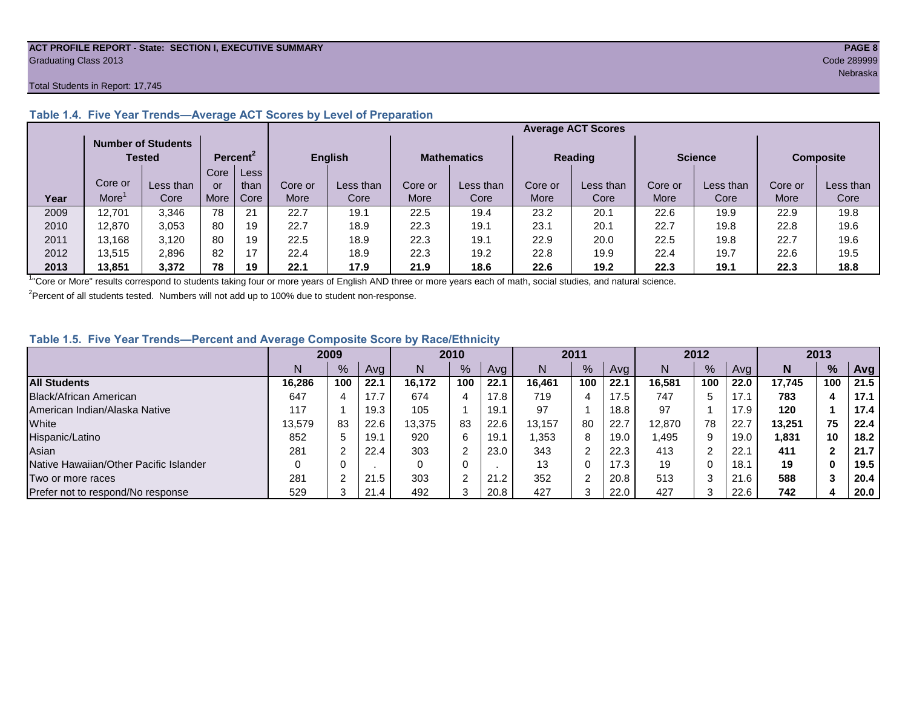ACT PROFILE REPORT - State: SECTION I, EXECUTIVE SUMMARY
Graduating Class 2013
Code 289999
Nebraska

Total Students in Report: 17,745

### Table 1.4. Five Year Trends—Average ACT Scores by Level of Preparation

| | Number of Students Tested | | Percent[2] | | Average ACT Scores | | | | | | | | | |
|---|---|---|---|---|---|---|---|---|---|---|---|---|---|---|
| | | | | | English | | Mathematics | | Reading | | Science | | Composite | |
| Year | Core or More[1] | Less than Core | Core or More | Less than Core | Core or More | Less than Core | Core or More | Less than Core | Core or More | Less than Core | Core or More | Less than Core | Core or More | Less than Core |
| 2009 | 12,701 | 3,346 | 78 | 21 | 22.7 | 19.1 | 22.5 | 19.4 | 23.2 | 20.1 | 22.6 | 19.9 | 22.9 | 19.8 |
| 2010 | 12,870 | 3,053 | 80 | 19 | 22.7 | 18.9 | 22.3 | 19.1 | 23.1 | 20.1 | 22.7 | 19.8 | 22.8 | 19.6 |
| 2011 | 13,168 | 3,120 | 80 | 19 | 22.5 | 18.9 | 22.3 | 19.1 | 22.9 | 20.0 | 22.5 | 19.8 | 22.7 | 19.6 |
| 2012 | 13,515 | 2,896 | 82 | 17 | 22.4 | 18.9 | 22.3 | 19.2 | 22.8 | 19.9 | 22.4 | 19.7 | 22.6 | 19.5 |
| **2013** | **13,851** | **3,372** | **78** | **19** | **22.1** | **17.9** | **21.9** | **18.6** | **22.6** | **19.2** | **22.3** | **19.1** | **22.3** | **18.8** |

[1]"Core or More" results correspond to students taking four or more years of English AND three or more years each of math, social studies, and natural science.

[2]Percent of all students tested. Numbers will not add up to 100% due to student non-response.

### Table 1.5. Five Year Trends—Percent and Average Composite Score by Race/Ethnicity

| | 2009 | | | 2010 | | | 2011 | | | 2012 | | | 2013 | | |
|---|---|---|---|---|---|---|---|---|---|---|---|---|---|---|---|
| | N | % | Avg | N | % | Avg | N | % | Avg | N | % | Avg | **N** | **%** | **Avg** |
| **All Students** | **16,286** | **100** | **22.1** | **16,172** | **100** | **22.1** | **16,461** | **100** | **22.1** | **16,581** | **100** | **22.0** | **17,745** | **100** | **21.5** |
| Black/African American | 647 | 4 | 17.7 | 674 | 4 | 17.8 | 719 | 4 | 17.5 | 747 | 5 | 17.1 | **783** | **4** | **17.1** |
| American Indian/Alaska Native | 117 | 1 | 19.3 | 105 | 1 | 19.1 | 97 | 1 | 18.8 | 97 | 1 | 17.9 | **120** | **1** | **17.4** |
| White | 13,579 | 83 | 22.6 | 13,375 | 83 | 22.6 | 13,157 | 80 | 22.7 | 12,870 | 78 | 22.7 | **13,251** | **75** | **22.4** |
| Hispanic/Latino | 852 | 5 | 19.1 | 920 | 6 | 19.1 | 1,353 | 8 | 19.0 | 1,495 | 9 | 19.0 | **1,831** | **10** | **18.2** |
| Asian | 281 | 2 | 22.4 | 303 | 2 | 23.0 | 343 | 2 | 22.3 | 413 | 2 | 22.1 | **411** | **2** | **21.7** |
| Native Hawaiian/Other Pacific Islander | 0 | 0 | . | 0 | 0 | . | 13 | 0 | 17.3 | 19 | 0 | 18.1 | **19** | **0** | **19.5** |
| Two or more races | 281 | 2 | 21.5 | 303 | 2 | 21.2 | 352 | 2 | 20.8 | 513 | 3 | 21.6 | **588** | **3** | **20.4** |
| Prefer not to respond/No response | 529 | 3 | 21.4 | 492 | 3 | 20.8 | 427 | 3 | 22.0 | 427 | 3 | 22.6 | **742** | **4** | **20.0** |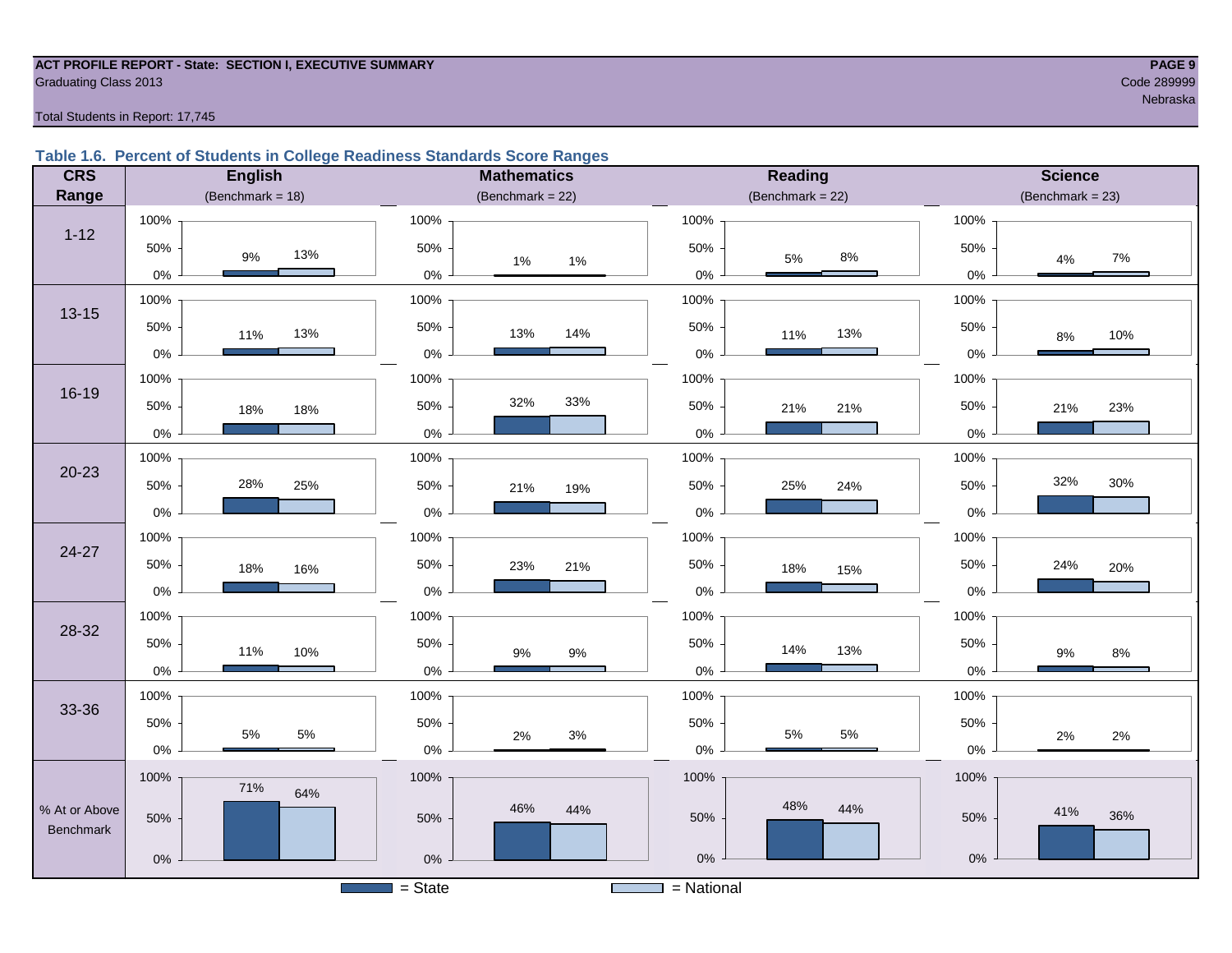**ACT PROFILE REPORT - State: SECTION I, EXECUTIVE SUMMARY**
Graduating Class 2013

Code 289999
Nebraska

Total Students in Report: 17,745

### Table 1.6. Percent of Students in College Readiness Standards Score Ranges

CRS Range

English (Benchmark = 18)

Mathematics (Benchmark = 22)

Reading (Benchmark = 22)

Science (Benchmark = 23)

1-12
English: 9% 13%
Mathematics: 1% 1%
Reading: 5% 8%
Science: 4% 7%

13-15
English: 11% 13%
Mathematics: 13% 14%
Reading: 11% 13%
Science: 8% 10%

16-19
English: 18% 18%
Mathematics: 32% 33%
Reading: 21% 21%
Science: 21% 23%

20-23
English: 28% 25%
Mathematics: 21% 19%
Reading: 25% 24%
Science: 32% 30%

24-27
English: 18% 16%
Mathematics: 23% 21%
Reading: 18% 15%
Science: 24% 20%

28-32
English: 11% 10%
Mathematics: 9% 9%
Reading: 14% 13%
Science: 9% 8%

33-36
English: 5% 5%
Mathematics: 2% 3%
Reading: 5% 5%
Science: 2% 2%

% At or Above Benchmark
English: 71% 64%
Mathematics: 46% 44%
Reading: 48% 44%
Science: 41% 36%

100% 50% 0%

= State
= National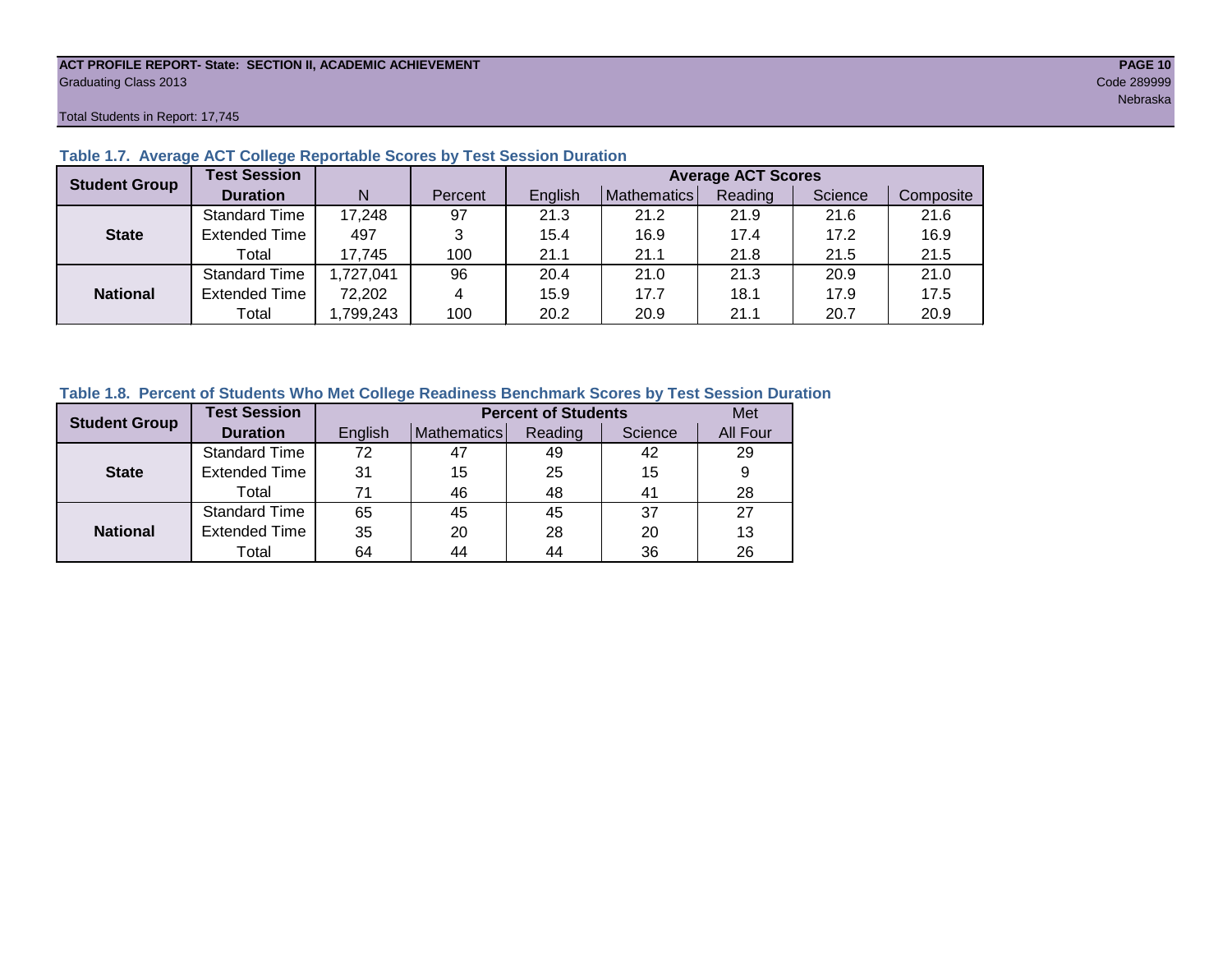ACT PROFILE REPORT- State: SECTION II, ACADEMIC ACHIEVEMENT
Graduating Class 2013
Code 289999
Nebraska

Total Students in Report: 17,745

### Table 1.7. Average ACT College Reportable Scores by Test Session Duration

| Student Group | Test Session Duration | N | Percent | Average ACT Scores | | | | |
|---|---|---|---|---|---|---|---|---|
| | | | | English | Mathematics | Reading | Science | Composite |
| State | Standard Time | 17,248 | 97 | 21.3 | 21.2 | 21.9 | 21.6 | 21.6 |
| | Extended Time | 497 | 3 | 15.4 | 16.9 | 17.4 | 17.2 | 16.9 |
| | Total | 17,745 | 100 | 21.1 | 21.1 | 21.8 | 21.5 | 21.5 |
| National | Standard Time | 1,727,041 | 96 | 20.4 | 21.0 | 21.3 | 20.9 | 21.0 |
| | Extended Time | 72,202 | 4 | 15.9 | 17.7 | 18.1 | 17.9 | 17.5 |
| | Total | 1,799,243 | 100 | 20.2 | 20.9 | 21.1 | 20.7 | 20.9 |

### Table 1.8. Percent of Students Who Met College Readiness Benchmark Scores by Test Session Duration

| Student Group | Test Session Duration | Percent of Students | | | | Met |
|---|---|---|---|---|---|---|
| | | English | Mathematics | Reading | Science | All Four |
| State | Standard Time | 72 | 47 | 49 | 42 | 29 |
| | Extended Time | 31 | 15 | 25 | 15 | 9 |
| | Total | 71 | 46 | 48 | 41 | 28 |
| National | Standard Time | 65 | 45 | 45 | 37 | 27 |
| | Extended Time | 35 | 20 | 28 | 20 | 13 |
| | Total | 64 | 44 | 44 | 36 | 26 |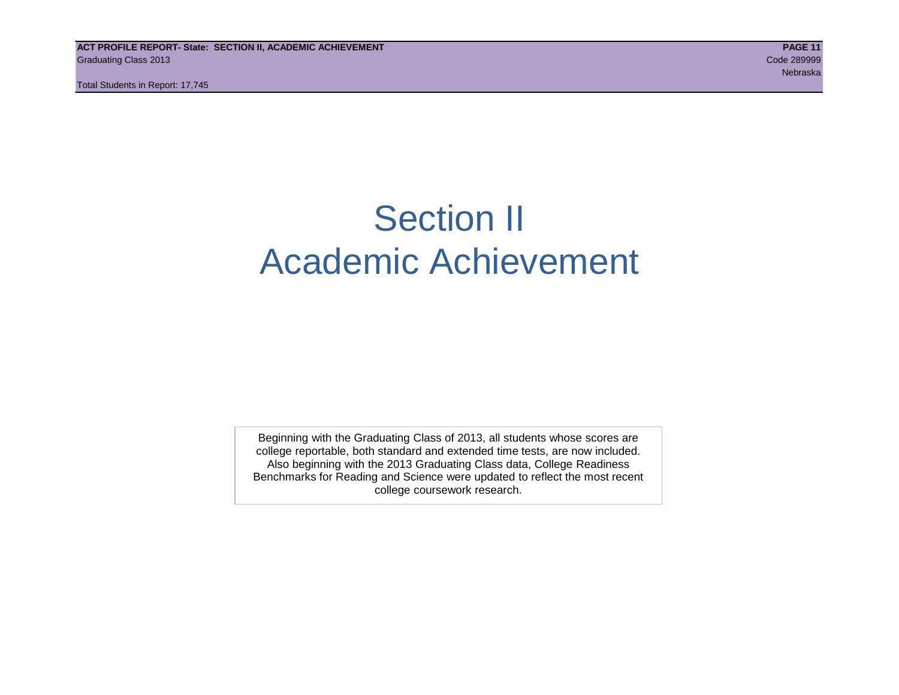# Section II
# Academic Achievement

Beginning with the Graduating Class of 2013, all students whose scores are college reportable, both standard and extended time tests, are now included. Also beginning with the 2013 Graduating Class data, College Readiness Benchmarks for Reading and Science were updated to reflect the most recent college coursework research.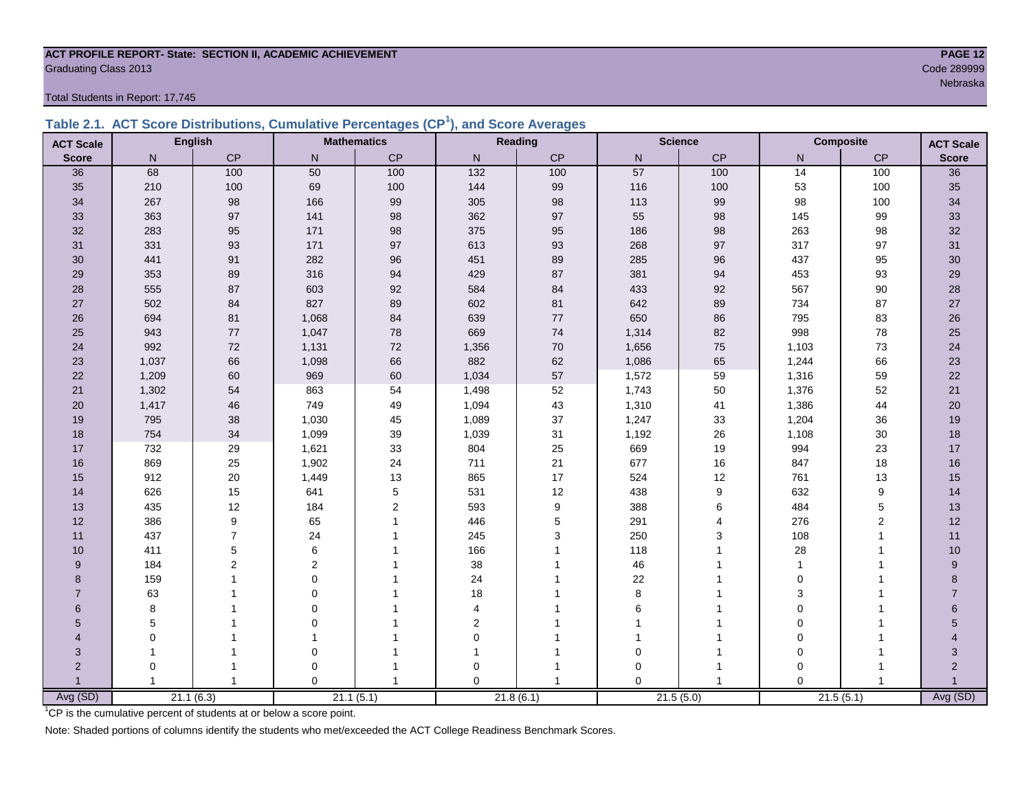**ACT PROFILE REPORT- State: SECTION II, ACADEMIC ACHIEVEMENT**

Graduating Class 2013

Code 289999

Nebraska

Total Students in Report: 17,745

## Table 2.1. ACT Score Distributions, Cumulative Percentages (CP[1]), and Score Averages

| ACT Scale | English | | Mathematics | | Reading | | Science | | Composite | | ACT Scale |
|---|---|---|---|---|---|---|---|---|---|---|---|
| Score | N | CP | N | CP | N | CP | N | CP | N | CP | Score |
| 36 | 68 | 100 | 50 | 100 | 132 | 100 | 57 | 100 | 14 | 100 | 36 |
| 35 | 210 | 100 | 69 | 100 | 144 | 99 | 116 | 100 | 53 | 100 | 35 |
| 34 | 267 | 98 | 166 | 99 | 305 | 98 | 113 | 99 | 98 | 100 | 34 |
| 33 | 363 | 97 | 141 | 98 | 362 | 97 | 55 | 98 | 145 | 99 | 33 |
| 32 | 283 | 95 | 171 | 98 | 375 | 95 | 186 | 98 | 263 | 98 | 32 |
| 31 | 331 | 93 | 171 | 97 | 613 | 93 | 268 | 97 | 317 | 97 | 31 |
| 30 | 441 | 91 | 282 | 96 | 451 | 89 | 285 | 96 | 437 | 95 | 30 |
| 29 | 353 | 89 | 316 | 94 | 429 | 87 | 381 | 94 | 453 | 93 | 29 |
| 28 | 555 | 87 | 603 | 92 | 584 | 84 | 433 | 92 | 567 | 90 | 28 |
| 27 | 502 | 84 | 827 | 89 | 602 | 81 | 642 | 89 | 734 | 87 | 27 |
| 26 | 694 | 81 | 1,068 | 84 | 639 | 77 | 650 | 86 | 795 | 83 | 26 |
| 25 | 943 | 77 | 1,047 | 78 | 669 | 74 | 1,314 | 82 | 998 | 78 | 25 |
| 24 | 992 | 72 | 1,131 | 72 | 1,356 | 70 | 1,656 | 75 | 1,103 | 73 | 24 |
| 23 | 1,037 | 66 | 1,098 | 66 | 882 | 62 | 1,086 | 65 | 1,244 | 66 | 23 |
| 22 | 1,209 | 60 | 969 | 60 | 1,034 | 57 | 1,572 | 59 | 1,316 | 59 | 22 |
| 21 | 1,302 | 54 | 863 | 54 | 1,498 | 52 | 1,743 | 50 | 1,376 | 52 | 21 |
| 20 | 1,417 | 46 | 749 | 49 | 1,094 | 43 | 1,310 | 41 | 1,386 | 44 | 20 |
| 19 | 795 | 38 | 1,030 | 45 | 1,089 | 37 | 1,247 | 33 | 1,204 | 36 | 19 |
| 18 | 754 | 34 | 1,099 | 39 | 1,039 | 31 | 1,192 | 26 | 1,108 | 30 | 18 |
| 17 | 732 | 29 | 1,621 | 33 | 804 | 25 | 669 | 19 | 994 | 23 | 17 |
| 16 | 869 | 25 | 1,902 | 24 | 711 | 21 | 677 | 16 | 847 | 18 | 16 |
| 15 | 912 | 20 | 1,449 | 13 | 865 | 17 | 524 | 12 | 761 | 13 | 15 |
| 14 | 626 | 15 | 641 | 5 | 531 | 12 | 438 | 9 | 632 | 9 | 14 |
| 13 | 435 | 12 | 184 | 2 | 593 | 9 | 388 | 6 | 484 | 5 | 13 |
| 12 | 386 | 9 | 65 | 1 | 446 | 5 | 291 | 4 | 276 | 2 | 12 |
| 11 | 437 | 7 | 24 | 1 | 245 | 3 | 250 | 3 | 108 | 1 | 11 |
| 10 | 411 | 5 | 6 | 1 | 166 | 1 | 118 | 1 | 28 | 1 | 10 |
| 9 | 184 | 2 | 2 | 1 | 38 | 1 | 46 | 1 | 1 | 1 | 9 |
| 8 | 159 | 1 | 0 | 1 | 24 | 1 | 22 | 1 | 0 | 1 | 8 |
| 7 | 63 | 1 | 0 | 1 | 18 | 1 | 8 | 1 | 3 | 1 | 7 |
| 6 | 8 | 1 | 0 | 1 | 4 | 1 | 6 | 1 | 0 | 1 | 6 |
| 5 | 5 | 1 | 0 | 1 | 2 | 1 | 1 | 1 | 0 | 1 | 5 |
| 4 | 0 | 1 | 1 | 1 | 0 | 1 | 1 | 1 | 0 | 1 | 4 |
| 3 | 1 | 1 | 0 | 1 | 1 | 1 | 0 | 1 | 0 | 1 | 3 |
| 2 | 0 | 1 | 0 | 1 | 0 | 1 | 0 | 1 | 0 | 1 | 2 |
| 1 | 1 | 1 | 0 | 1 | 0 | 1 | 0 | 1 | 0 | 1 | 1 |
| Avg (SD) | 21.1 (6.3) | | 21.1 (5.1) | | 21.8 (6.1) | | 21.5 (5.0) | | 21.5 (5.1) | | Avg (SD) |

[1]CP is the cumulative percent of students at or below a score point.

Note: Shaded portions of columns identify the students who met/exceeded the ACT College Readiness Benchmark Scores.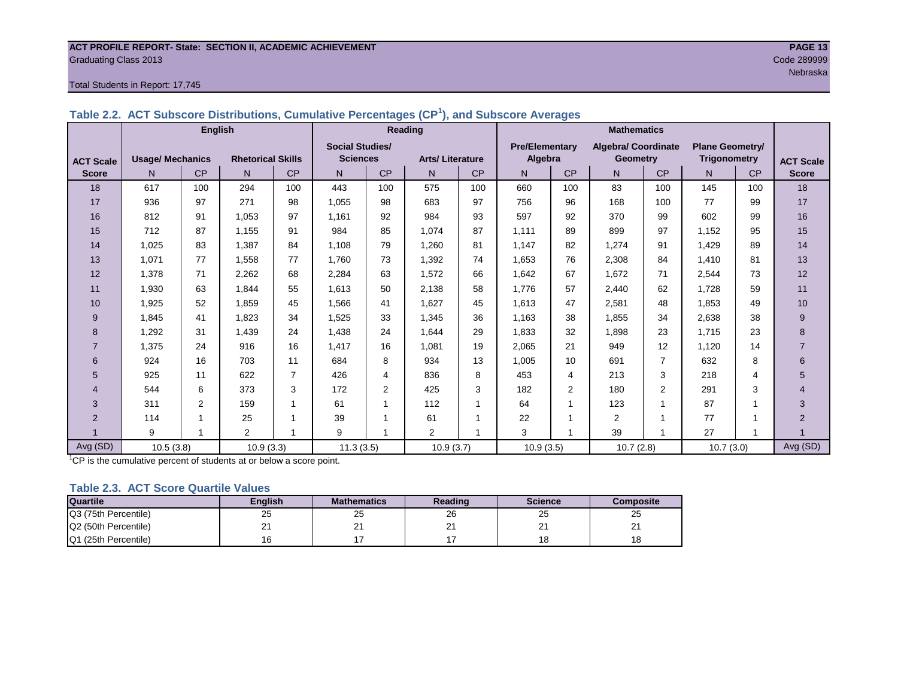ACT PROFILE REPORT- State: SECTION II, ACADEMIC ACHIEVEMENT

Graduating Class 2013

Code 289999

Nebraska

Total Students in Report: 17,745

## Table 2.2. ACT Subscore Distributions, Cumulative Percentages (CP[1]), and Subscore Averages

| ACT Scale Score | English | | | | Reading | | | | Mathematics | | | | | | ACT Scale Score |
|---|---|---|---|---|---|---|---|---|---|---|---|---|---|---|---|
| | Usage/ Mechanics | | Rhetorical Skills | | Social Studies/ Sciences | | Arts/ Literature | | Pre/Elementary Algebra | | Algebra/ Coordinate Geometry | | Plane Geometry/ Trigonometry | | |
| | N | CP | N | CP | N | CP | N | CP | N | CP | N | CP | N | CP | |
| 18 | 617 | 100 | 294 | 100 | 443 | 100 | 575 | 100 | 660 | 100 | 83 | 100 | 145 | 100 | 18 |
| 17 | 936 | 97 | 271 | 98 | 1,055 | 98 | 683 | 97 | 756 | 96 | 168 | 100 | 77 | 99 | 17 |
| 16 | 812 | 91 | 1,053 | 97 | 1,161 | 92 | 984 | 93 | 597 | 92 | 370 | 99 | 602 | 99 | 16 |
| 15 | 712 | 87 | 1,155 | 91 | 984 | 85 | 1,074 | 87 | 1,111 | 89 | 899 | 97 | 1,152 | 95 | 15 |
| 14 | 1,025 | 83 | 1,387 | 84 | 1,108 | 79 | 1,260 | 81 | 1,147 | 82 | 1,274 | 91 | 1,429 | 89 | 14 |
| 13 | 1,071 | 77 | 1,558 | 77 | 1,760 | 73 | 1,392 | 74 | 1,653 | 76 | 2,308 | 84 | 1,410 | 81 | 13 |
| 12 | 1,378 | 71 | 2,262 | 68 | 2,284 | 63 | 1,572 | 66 | 1,642 | 67 | 1,672 | 71 | 2,544 | 73 | 12 |
| 11 | 1,930 | 63 | 1,844 | 55 | 1,613 | 50 | 2,138 | 58 | 1,776 | 57 | 2,440 | 62 | 1,728 | 59 | 11 |
| 10 | 1,925 | 52 | 1,859 | 45 | 1,566 | 41 | 1,627 | 45 | 1,613 | 47 | 2,581 | 48 | 1,853 | 49 | 10 |
| 9 | 1,845 | 41 | 1,823 | 34 | 1,525 | 33 | 1,345 | 36 | 1,163 | 38 | 1,855 | 34 | 2,638 | 38 | 9 |
| 8 | 1,292 | 31 | 1,439 | 24 | 1,438 | 24 | 1,644 | 29 | 1,833 | 32 | 1,898 | 23 | 1,715 | 23 | 8 |
| 7 | 1,375 | 24 | 916 | 16 | 1,417 | 16 | 1,081 | 19 | 2,065 | 21 | 949 | 12 | 1,120 | 14 | 7 |
| 6 | 924 | 16 | 703 | 11 | 684 | 8 | 934 | 13 | 1,005 | 10 | 691 | 7 | 632 | 8 | 6 |
| 5 | 925 | 11 | 622 | 7 | 426 | 4 | 836 | 8 | 453 | 4 | 213 | 3 | 218 | 4 | 5 |
| 4 | 544 | 6 | 373 | 3 | 172 | 2 | 425 | 3 | 182 | 2 | 180 | 2 | 291 | 3 | 4 |
| 3 | 311 | 2 | 159 | 1 | 61 | 1 | 112 | 1 | 64 | 1 | 123 | 1 | 87 | 1 | 3 |
| 2 | 114 | 1 | 25 | 1 | 39 | 1 | 61 | 1 | 22 | 1 | 2 | 1 | 77 | 1 | 2 |
| 1 | 9 | 1 | 2 | 1 | 9 | 1 | 2 | 1 | 3 | 1 | 39 | 1 | 27 | 1 | 1 |
| Avg (SD) | 10.5 (3.8) | | 10.9 (3.3) | | 11.3 (3.5) | | 10.9 (3.7) | | 10.9 (3.5) | | 10.7 (2.8) | | 10.7 (3.0) | | Avg (SD) |

[1]CP is the cumulative percent of students at or below a score point.

## Table 2.3. ACT Score Quartile Values

| Quartile | English | Mathematics | Reading | Science | Composite |
|---|---|---|---|---|---|
| Q3 (75th Percentile) | 25 | 25 | 26 | 25 | 25 |
| Q2 (50th Percentile) | 21 | 21 | 21 | 21 | 21 |
| Q1 (25th Percentile) | 16 | 17 | 17 | 18 | 18 |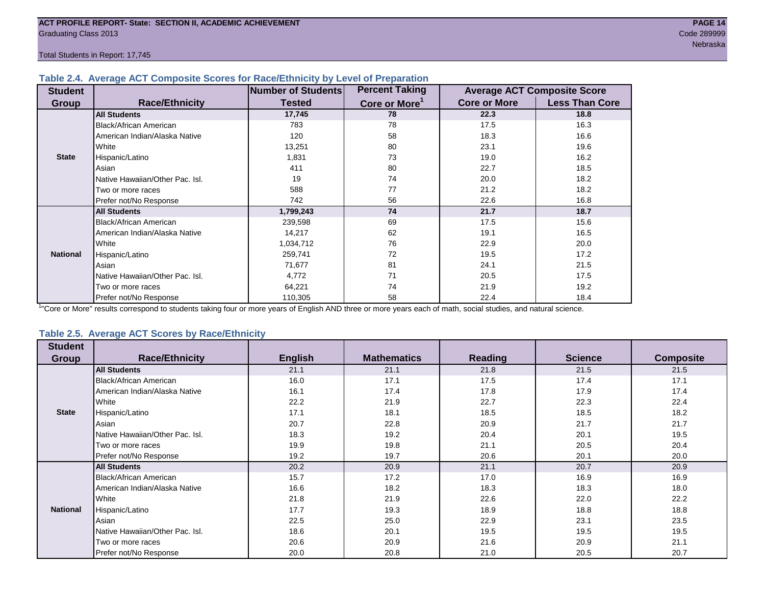ACT PROFILE REPORT- State: SECTION II, ACADEMIC ACHIEVEMENT
Graduating Class 2013

Code 289999
Nebraska

Total Students in Report: 17,745

### Table 2.4. Average ACT Composite Scores for Race/Ethnicity by Level of Preparation

| Student Group | Race/Ethnicity | Number of Students Tested | Percent Taking Core or More[1] | Average ACT Composite Score | |
|---|---|---|---|---|---|
| | | | | Core or More | Less Than Core |
| State | **All Students** | **17,745** | **78** | **22.3** | **18.8** |
| | Black/African American | 783 | 78 | 17.5 | 16.3 |
| | American Indian/Alaska Native | 120 | 58 | 18.3 | 16.6 |
| | White | 13,251 | 80 | 23.1 | 19.6 |
| | Hispanic/Latino | 1,831 | 73 | 19.0 | 16.2 |
| | Asian | 411 | 80 | 22.7 | 18.5 |
| | Native Hawaiian/Other Pac. Isl. | 19 | 74 | 20.0 | 18.2 |
| | Two or more races | 588 | 77 | 21.2 | 18.2 |
| | Prefer not/No Response | 742 | 56 | 22.6 | 16.8 |
| National | **All Students** | **1,799,243** | **74** | **21.7** | **18.7** |
| | Black/African American | 239,598 | 69 | 17.5 | 15.6 |
| | American Indian/Alaska Native | 14,217 | 62 | 19.1 | 16.5 |
| | White | 1,034,712 | 76 | 22.9 | 20.0 |
| | Hispanic/Latino | 259,741 | 72 | 19.5 | 17.2 |
| | Asian | 71,677 | 81 | 24.1 | 21.5 |
| | Native Hawaiian/Other Pac. Isl. | 4,772 | 71 | 20.5 | 17.5 |
| | Two or more races | 64,221 | 74 | 21.9 | 19.2 |
| | Prefer not/No Response | 110,305 | 58 | 22.4 | 18.4 |

[1]"Core or More" results correspond to students taking four or more years of English AND three or more years each of math, social studies, and natural science.

### Table 2.5. Average ACT Scores by Race/Ethnicity

| Student Group | Race/Ethnicity | English | Mathematics | Reading | Science | Composite |
|---|---|---|---|---|---|---|
| State | **All Students** | 21.1 | 21.1 | 21.8 | 21.5 | 21.5 |
| | Black/African American | 16.0 | 17.1 | 17.5 | 17.4 | 17.1 |
| | American Indian/Alaska Native | 16.1 | 17.4 | 17.8 | 17.9 | 17.4 |
| | White | 22.2 | 21.9 | 22.7 | 22.3 | 22.4 |
| | Hispanic/Latino | 17.1 | 18.1 | 18.5 | 18.5 | 18.2 |
| | Asian | 20.7 | 22.8 | 20.9 | 21.7 | 21.7 |
| | Native Hawaiian/Other Pac. Isl. | 18.3 | 19.2 | 20.4 | 20.1 | 19.5 |
| | Two or more races | 19.9 | 19.8 | 21.1 | 20.5 | 20.4 |
| | Prefer not/No Response | 19.2 | 19.7 | 20.6 | 20.1 | 20.0 |
| National | **All Students** | 20.2 | 20.9 | 21.1 | 20.7 | 20.9 |
| | Black/African American | 15.7 | 17.2 | 17.0 | 16.9 | 16.9 |
| | American Indian/Alaska Native | 16.6 | 18.2 | 18.3 | 18.3 | 18.0 |
| | White | 21.8 | 21.9 | 22.6 | 22.0 | 22.2 |
| | Hispanic/Latino | 17.7 | 19.3 | 18.9 | 18.8 | 18.8 |
| | Asian | 22.5 | 25.0 | 22.9 | 23.1 | 23.5 |
| | Native Hawaiian/Other Pac. Isl. | 18.6 | 20.1 | 19.5 | 19.5 | 19.5 |
| | Two or more races | 20.6 | 20.9 | 21.6 | 20.9 | 21.1 |
| | Prefer not/No Response | 20.0 | 20.8 | 21.0 | 20.5 | 20.7 |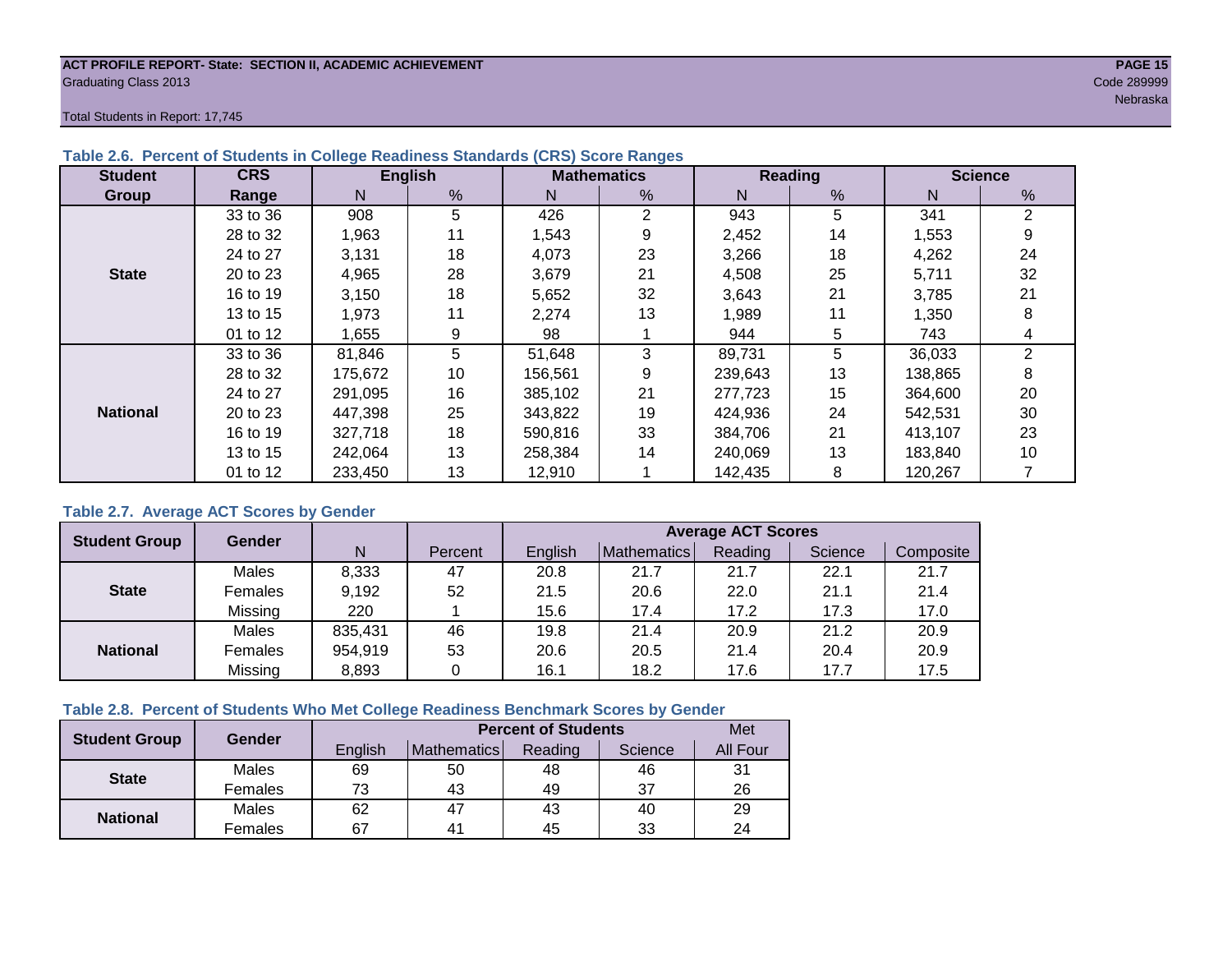**ACT PROFILE REPORT- State: SECTION II, ACADEMIC ACHIEVEMENT**
Graduating Class 2013

Code 289999
Nebraska

Total Students in Report: 17,745

### Table 2.6. Percent of Students in College Readiness Standards (CRS) Score Ranges

| Student Group | CRS Range | English | | Mathematics | | Reading | | Science | |
|---|---|---|---|---|---|---|---|---|---|
| | | N | % | N | % | N | % | N | % |
| State | 33 to 36 | 908 | 5 | 426 | 2 | 943 | 5 | 341 | 2 |
| | 28 to 32 | 1,963 | 11 | 1,543 | 9 | 2,452 | 14 | 1,553 | 9 |
| | 24 to 27 | 3,131 | 18 | 4,073 | 23 | 3,266 | 18 | 4,262 | 24 |
| | 20 to 23 | 4,965 | 28 | 3,679 | 21 | 4,508 | 25 | 5,711 | 32 |
| | 16 to 19 | 3,150 | 18 | 5,652 | 32 | 3,643 | 21 | 3,785 | 21 |
| | 13 to 15 | 1,973 | 11 | 2,274 | 13 | 1,989 | 11 | 1,350 | 8 |
| | 01 to 12 | 1,655 | 9 | 98 | 1 | 944 | 5 | 743 | 4 |
| National | 33 to 36 | 81,846 | 5 | 51,648 | 3 | 89,731 | 5 | 36,033 | 2 |
| | 28 to 32 | 175,672 | 10 | 156,561 | 9 | 239,643 | 13 | 138,865 | 8 |
| | 24 to 27 | 291,095 | 16 | 385,102 | 21 | 277,723 | 15 | 364,600 | 20 |
| | 20 to 23 | 447,398 | 25 | 343,822 | 19 | 424,936 | 24 | 542,531 | 30 |
| | 16 to 19 | 327,718 | 18 | 590,816 | 33 | 384,706 | 21 | 413,107 | 23 |
| | 13 to 15 | 242,064 | 13 | 258,384 | 14 | 240,069 | 13 | 183,840 | 10 |
| | 01 to 12 | 233,450 | 13 | 12,910 | 1 | 142,435 | 8 | 120,267 | 7 |

### Table 2.7. Average ACT Scores by Gender

| Student Group | Gender | N | Percent | Average ACT Scores | | | | |
|---|---|---|---|---|---|---|---|---|
| | | | | English | Mathematics | Reading | Science | Composite |
| State | Males | 8,333 | 47 | 20.8 | 21.7 | 21.7 | 22.1 | 21.7 |
| | Females | 9,192 | 52 | 21.5 | 20.6 | 22.0 | 21.1 | 21.4 |
| | Missing | 220 | 1 | 15.6 | 17.4 | 17.2 | 17.3 | 17.0 |
| National | Males | 835,431 | 46 | 19.8 | 21.4 | 20.9 | 21.2 | 20.9 |
| | Females | 954,919 | 53 | 20.6 | 20.5 | 21.4 | 20.4 | 20.9 |
| | Missing | 8,893 | 0 | 16.1 | 18.2 | 17.6 | 17.7 | 17.5 |

### Table 2.8. Percent of Students Who Met College Readiness Benchmark Scores by Gender

| Student Group | Gender | Percent of Students | | | | Met |
|---|---|---|---|---|---|---|
| | | English | Mathematics | Reading | Science | All Four |
| State | Males | 69 | 50 | 48 | 46 | 31 |
| | Females | 73 | 43 | 49 | 37 | 26 |
| National | Males | 62 | 47 | 43 | 40 | 29 |
| | Females | 67 | 41 | 45 | 33 | 24 |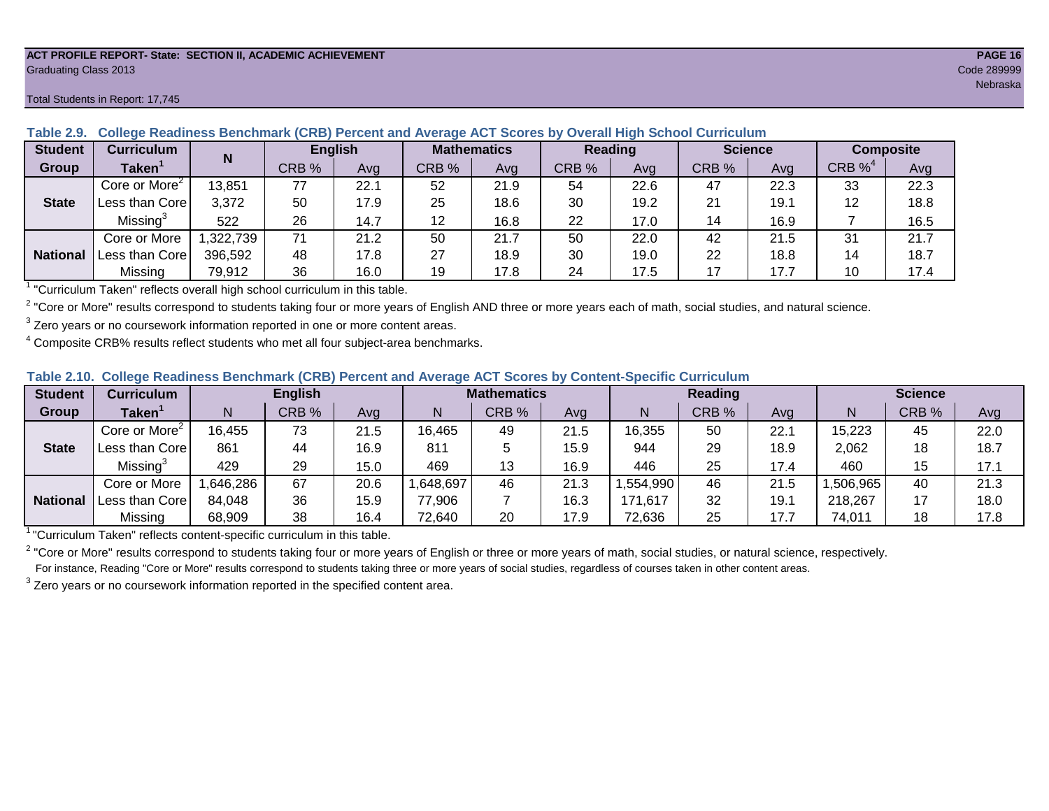**ACT PROFILE REPORT- State: SECTION II, ACADEMIC ACHIEVEMENT**
Graduating Class 2013
Code 289999
Nebraska

Total Students in Report: 17,745

### Table 2.9. College Readiness Benchmark (CRB) Percent and Average ACT Scores by Overall High School Curriculum

| Student Group | Curriculum Taken[1] | N | English | | Mathematics | | Reading | | Science | | Composite | |
|---|---|---|---|---|---|---|---|---|---|---|---|---|
| | | | CRB % | Avg | CRB % | Avg | CRB % | Avg | CRB % | Avg | CRB %[4] | Avg |
| State | Core or More[2] | 13,851 | 77 | 22.1 | 52 | 21.9 | 54 | 22.6 | 47 | 22.3 | 33 | 22.3 |
| | Less than Core | 3,372 | 50 | 17.9 | 25 | 18.6 | 30 | 19.2 | 21 | 19.1 | 12 | 18.8 |
| | Missing[3] | 522 | 26 | 14.7 | 12 | 16.8 | 22 | 17.0 | 14 | 16.9 | 7 | 16.5 |
| National | Core or More | 1,322,739 | 71 | 21.2 | 50 | 21.7 | 50 | 22.0 | 42 | 21.5 | 31 | 21.7 |
| | Less than Core | 396,592 | 48 | 17.8 | 27 | 18.9 | 30 | 19.0 | 22 | 18.8 | 14 | 18.7 |
| | Missing | 79,912 | 36 | 16.0 | 19 | 17.8 | 24 | 17.5 | 17 | 17.7 | 10 | 17.4 |

[1] "Curriculum Taken" reflects overall high school curriculum in this table.

[2] "Core or More" results correspond to students taking four or more years of English AND three or more years each of math, social studies, and natural science.

[3] Zero years or no coursework information reported in one or more content areas.

[4] Composite CRB% results reflect students who met all four subject-area benchmarks.

### Table 2.10. College Readiness Benchmark (CRB) Percent and Average ACT Scores by Content-Specific Curriculum

| Student Group | Curriculum Taken[1] | English | | | Mathematics | | | Reading | | | Science | | |
|---|---|---|---|---|---|---|---|---|---|---|---|---|---|
| | | N | CRB % | Avg | N | CRB % | Avg | N | CRB % | Avg | N | CRB % | Avg |
| State | Core or More[2] | 16,455 | 73 | 21.5 | 16,465 | 49 | 21.5 | 16,355 | 50 | 22.1 | 15,223 | 45 | 22.0 |
| | Less than Core | 861 | 44 | 16.9 | 811 | 5 | 15.9 | 944 | 29 | 18.9 | 2,062 | 18 | 18.7 |
| | Missing[3] | 429 | 29 | 15.0 | 469 | 13 | 16.9 | 446 | 25 | 17.4 | 460 | 15 | 17.1 |
| National | Core or More | 1,646,286 | 67 | 20.6 | 1,648,697 | 46 | 21.3 | 1,554,990 | 46 | 21.5 | 1,506,965 | 40 | 21.3 |
| | Less than Core | 84,048 | 36 | 15.9 | 77,906 | 7 | 16.3 | 171,617 | 32 | 19.1 | 218,267 | 17 | 18.0 |
| | Missing | 68,909 | 38 | 16.4 | 72,640 | 20 | 17.9 | 72,636 | 25 | 17.7 | 74,011 | 18 | 17.8 |

[1] "Curriculum Taken" reflects content-specific curriculum in this table.

[2] "Core or More" results correspond to students taking four or more years of English or three or more years of math, social studies, or natural science, respectively.
For instance, Reading "Core or More" results correspond to students taking three or more years of social studies, regardless of courses taken in other content areas.

[3] Zero years or no coursework information reported in the specified content area.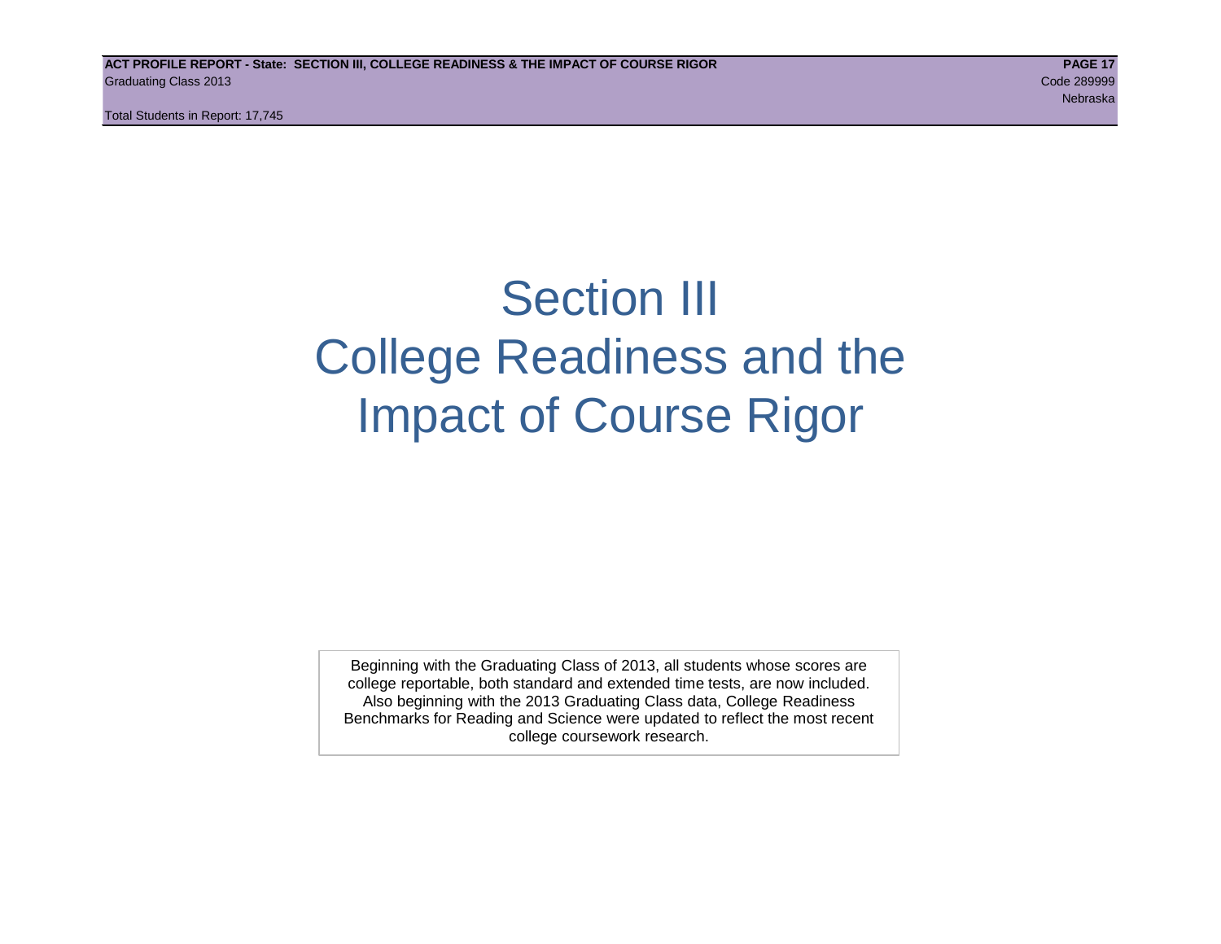# Section III
# College Readiness and the Impact of Course Rigor

Beginning with the Graduating Class of 2013, all students whose scores are college reportable, both standard and extended time tests, are now included. Also beginning with the 2013 Graduating Class data, College Readiness Benchmarks for Reading and Science were updated to reflect the most recent college coursework research.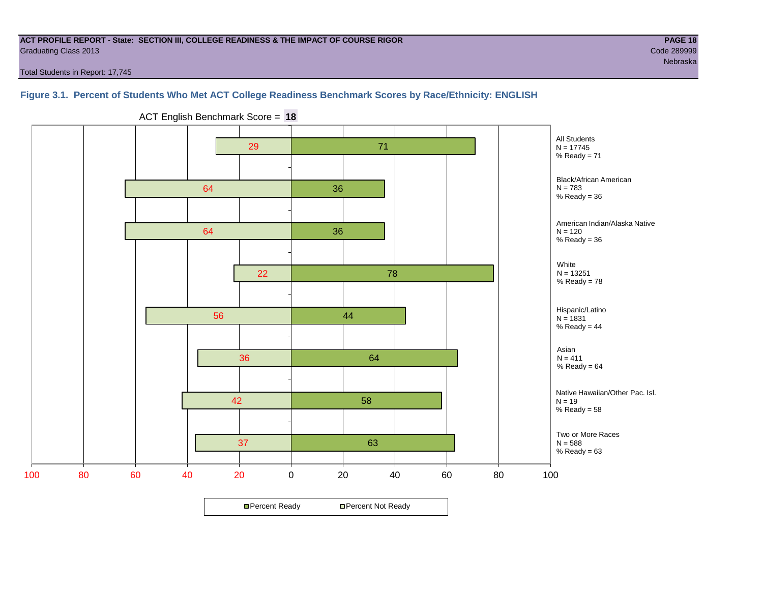ACT PROFILE REPORT - State: SECTION III, COLLEGE READINESS & THE IMPACT OF COURSE RIGOR
Graduating Class 2013

PAGE 18
Code 289999
Nebraska

Total Students in Report: 17,745

## Figure 3.1. Percent of Students Who Met ACT College Readiness Benchmark Scores by Race/Ethnicity: ENGLISH

ACT English Benchmark Score = **18**

29 71
All Students
N = 17745
% Ready = 71

64 36
Black/African American
N = 783
% Ready = 36

64 36
American Indian/Alaska Native
N = 120
% Ready = 36

22 78
White
N = 13251
% Ready = 78

56 44
Hispanic/Latino
N = 1831
% Ready = 44

36 64
Asian
N = 411
% Ready = 64

42 58
Native Hawaiian/Other Pac. Isl.
N = 19
% Ready = 58

37 63
Two or More Races
N = 588
% Ready = 63

100 80 60 40 20 0 20 40 60 80 100

Percent Ready
Percent Not Ready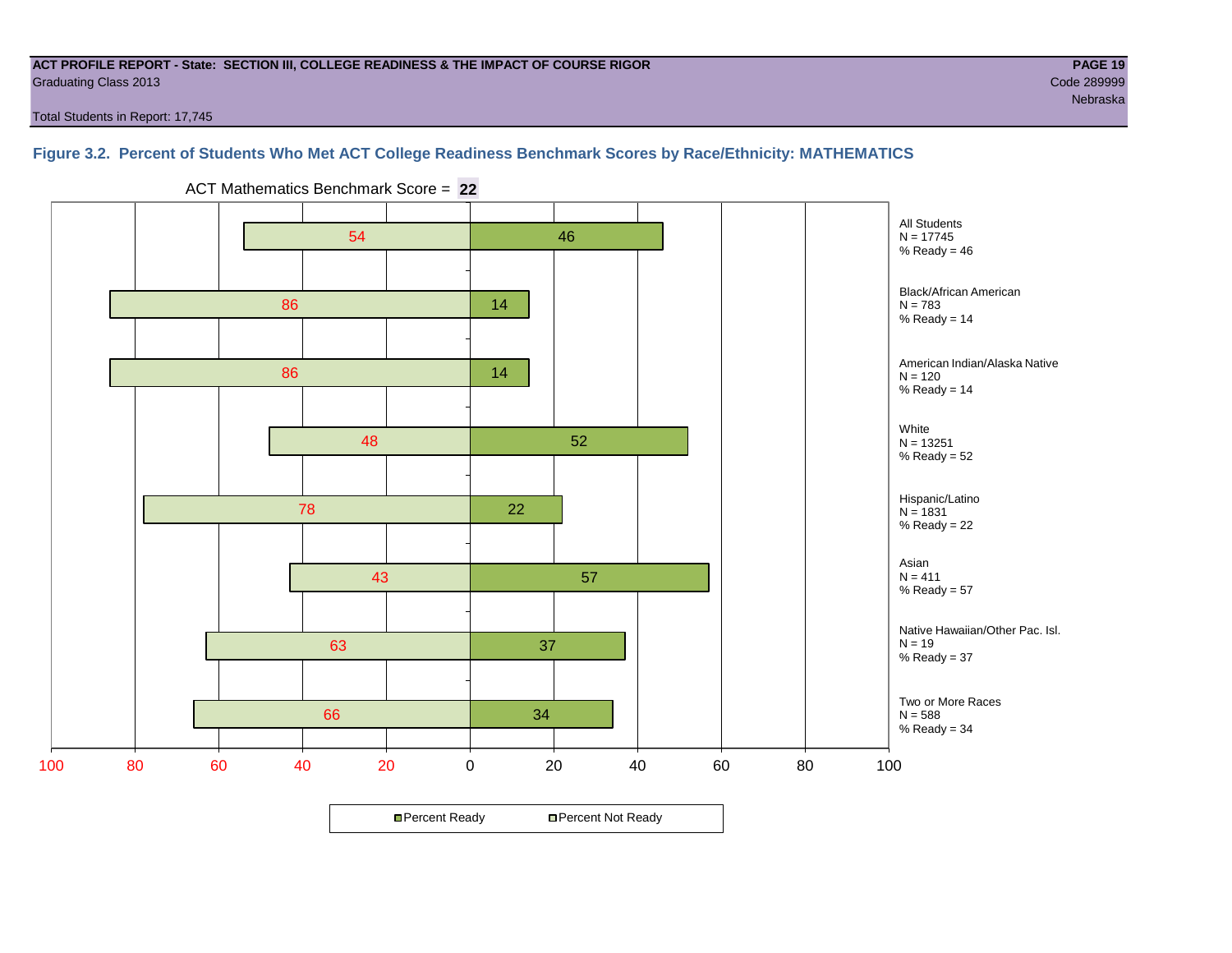ACT PROFILE REPORT - State: SECTION III, COLLEGE READINESS & THE IMPACT OF COURSE RIGOR
Graduating Class 2013
Code 289999
Nebraska

Total Students in Report: 17,745

**Figure 3.2. Percent of Students Who Met ACT College Readiness Benchmark Scores by Race/Ethnicity: MATHEMATICS**

ACT Mathematics Benchmark Score = **22**

54
46
86
14
86
14
48
52
78
22
43
57
63
37
66
34

All Students
N = 17745
% Ready = 46

Black/African American
N = 783
% Ready = 14

American Indian/Alaska Native
N = 120
% Ready = 14

White
N = 13251
% Ready = 52

Hispanic/Latino
N = 1831
% Ready = 22

Asian
N = 411
% Ready = 57

Native Hawaiian/Other Pac. Isl.
N = 19
% Ready = 37

Two or More Races
N = 588
% Ready = 34

100 80 60 40 20 0 20 40 60 80 100

Percent Ready
Percent Not Ready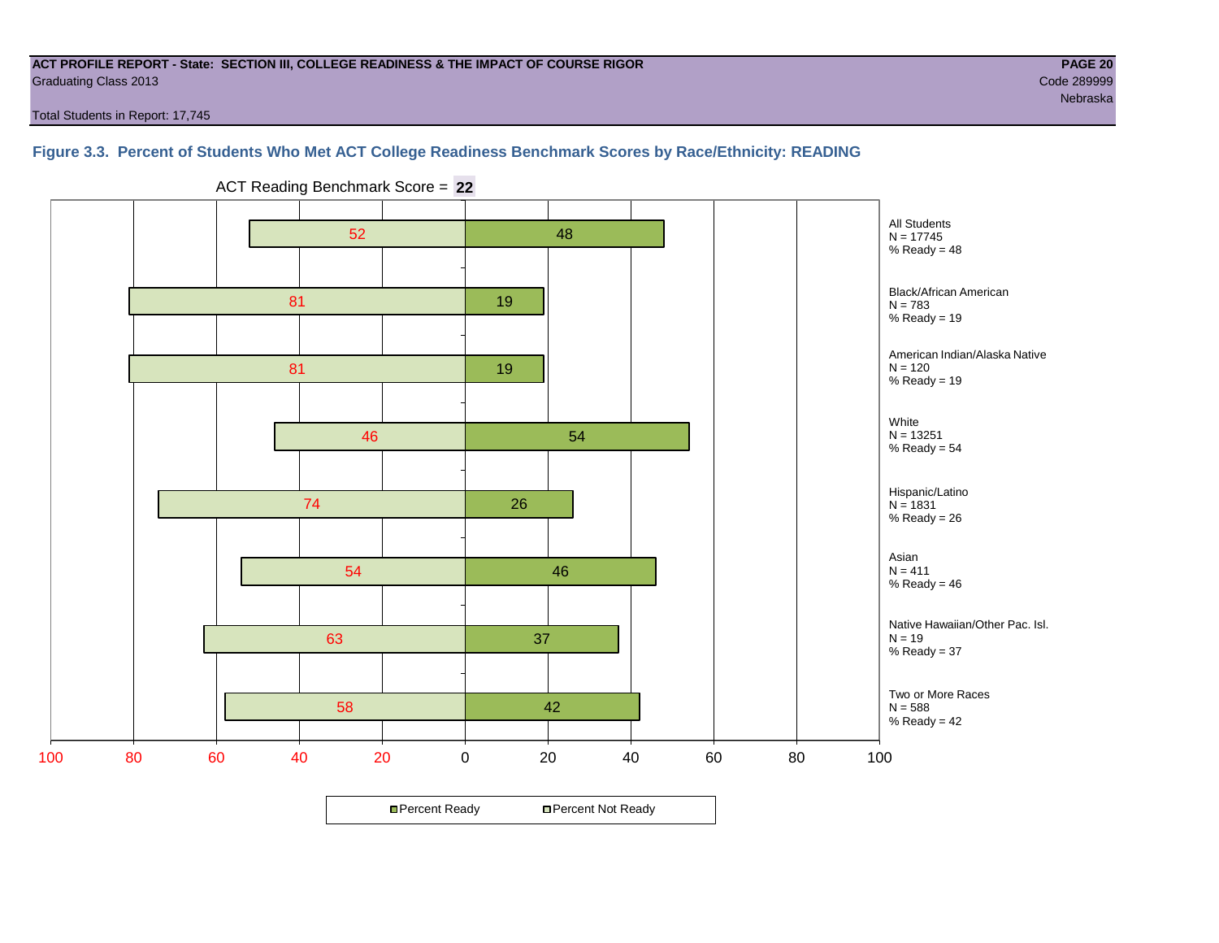ACT PROFILE REPORT - State: SECTION III, COLLEGE READINESS & THE IMPACT OF COURSE RIGOR

Graduating Class 2013

Code 289999

Nebraska

Total Students in Report: 17,745

**Figure 3.3. Percent of Students Who Met ACT College Readiness Benchmark Scores by Race/Ethnicity: READING**

ACT Reading Benchmark Score = **22**

52 48

81 19

81 19

46 54

74 26

54 46

63 37

58 42

100 80 60 40 20 0 20 40 60 80 100

All Students
N = 17745
% Ready = 48

Black/African American
N = 783
% Ready = 19

American Indian/Alaska Native
N = 120
% Ready = 19

White
N = 13251
% Ready = 54

Hispanic/Latino
N = 1831
% Ready = 26

Asian
N = 411
% Ready = 46

Native Hawaiian/Other Pac. Isl.
N = 19
% Ready = 37

Two or More Races
N = 588
% Ready = 42

Percent Ready    Percent Not Ready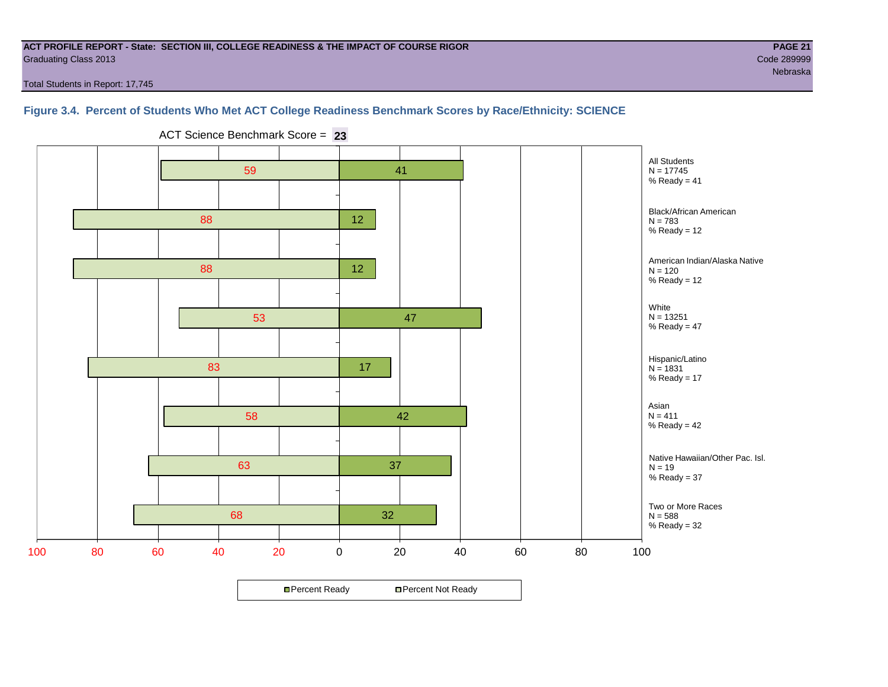**ACT PROFILE REPORT - State: SECTION III, COLLEGE READINESS & THE IMPACT OF COURSE RIGOR**

Graduating Class 2013

Code 289999

Nebraska

Total Students in Report: 17,745

### Figure 3.4. Percent of Students Who Met ACT College Readiness Benchmark Scores by Race/Ethnicity: SCIENCE

ACT Science Benchmark Score = **23**

59 41

All Students
N = 17745
% Ready = 41

88 12

Black/African American
N = 783
% Ready = 12

88 12

American Indian/Alaska Native
N = 120
% Ready = 12

53 47

White
N = 13251
% Ready = 47

83 17

Hispanic/Latino
N = 1831
% Ready = 17

58 42

Asian
N = 411
% Ready = 42

63 37

Native Hawaiian/Other Pac. Isl.
N = 19
% Ready = 37

68 32

Two or More Races
N = 588
% Ready = 32

100 80 60 40 20 0 20 40 60 80 100

Percent Ready
Percent Not Ready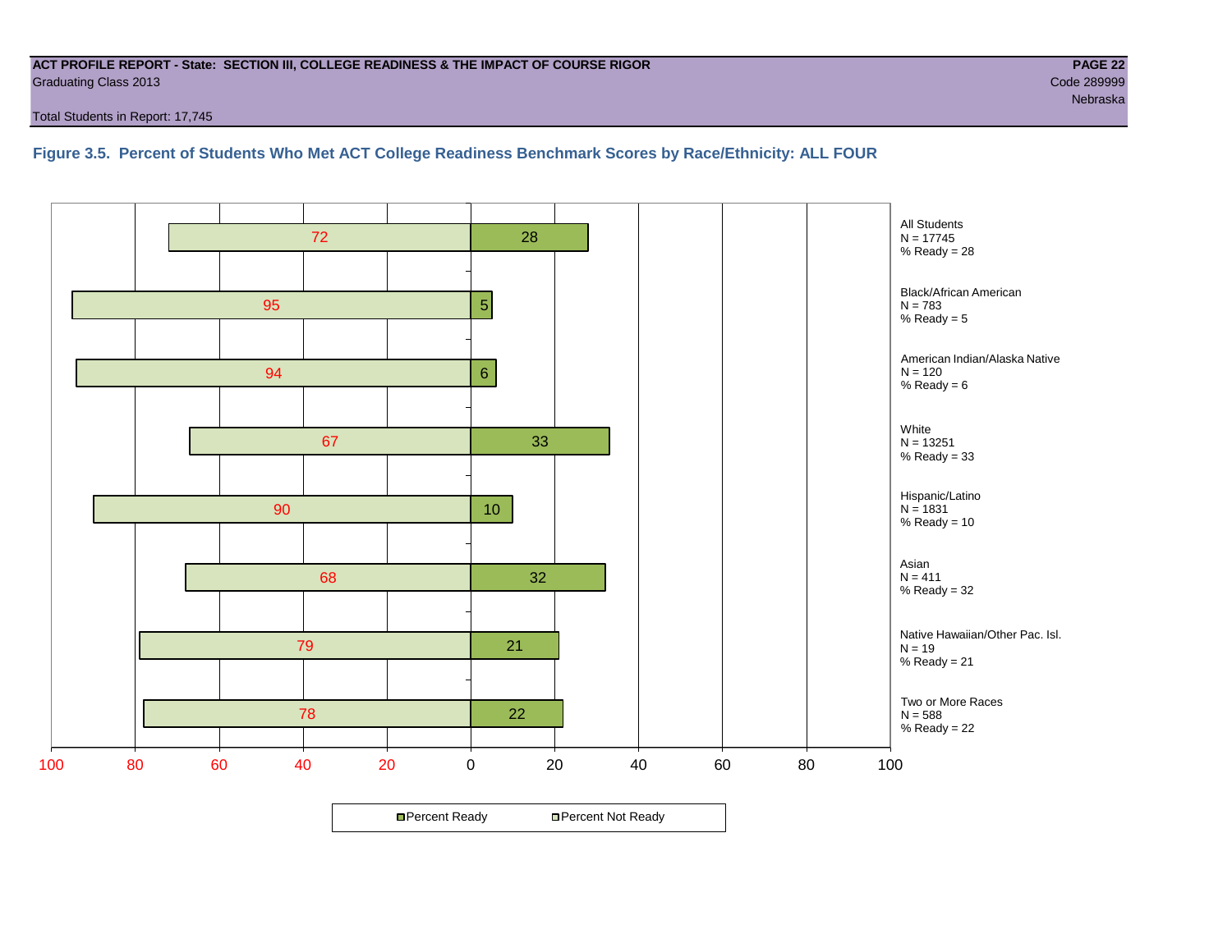ACT PROFILE REPORT - State: SECTION III, COLLEGE READINESS & THE IMPACT OF COURSE RIGOR

Graduating Class 2013

Code 289999

Nebraska

Total Students in Report: 17,745

**Figure 3.5. Percent of Students Who Met ACT College Readiness Benchmark Scores by Race/Ethnicity: ALL FOUR**

72
28

95
5

94
6

67
33

90
10

68
32

79
21

78
22

100 80 60 40 20 0 20 40 60 80 100

All Students
N = 17745
% Ready = 28

Black/African American
N = 783
% Ready = 5

American Indian/Alaska Native
N = 120
% Ready = 6

White
N = 13251
% Ready = 33

Hispanic/Latino
N = 1831
% Ready = 10

Asian
N = 411
% Ready = 32

Native Hawaiian/Other Pac. Isl.
N = 19
% Ready = 21

Two or More Races
N = 588
% Ready = 22

Percent Ready
Percent Not Ready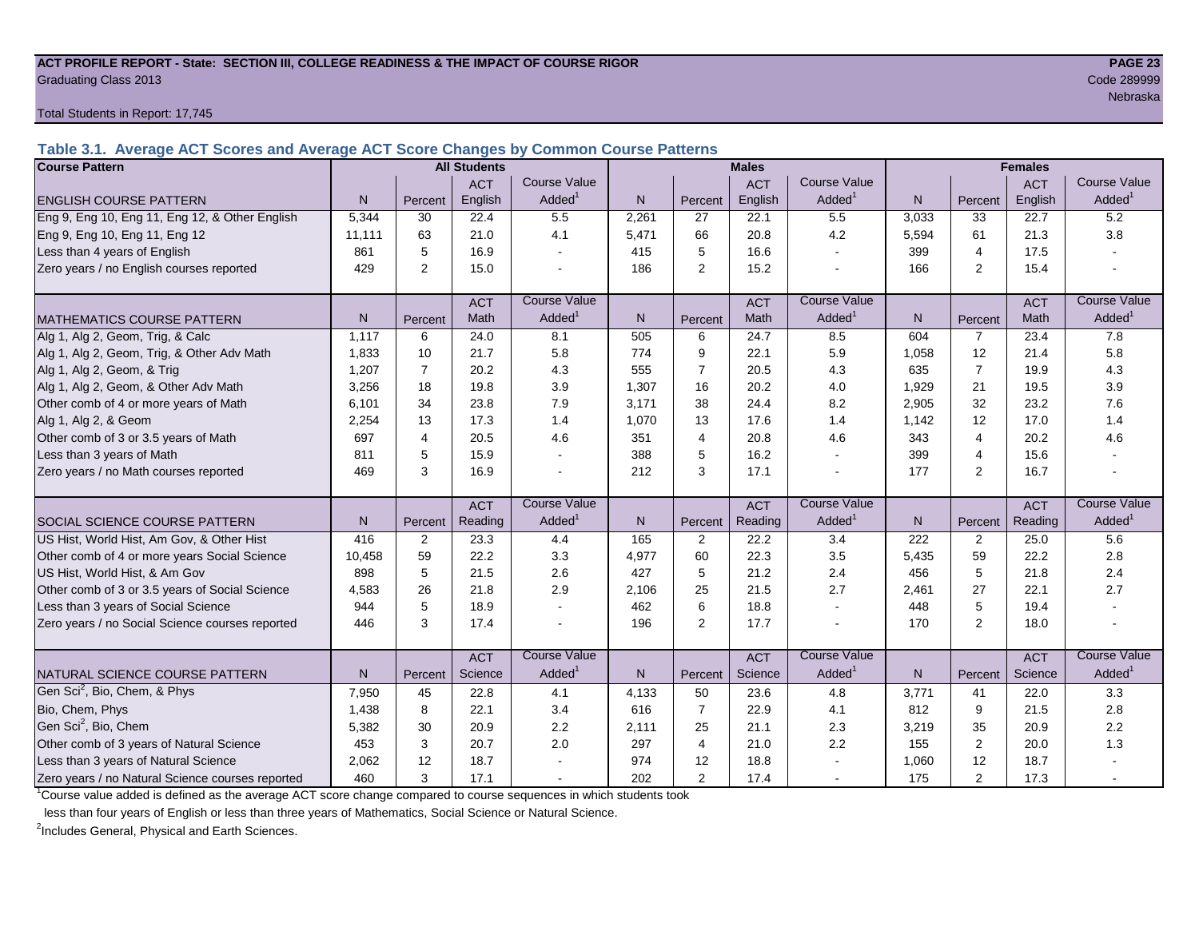**ACT PROFILE REPORT - State: SECTION III, COLLEGE READINESS & THE IMPACT OF COURSE RIGOR**

Graduating Class 2013

Code 289999

Nebraska

Total Students in Report: 17,745

### Table 3.1. Average ACT Scores and Average ACT Score Changes by Common Course Patterns

| Course Pattern | All Students | | | | Males | | | | Females | | | |
|---|---|---|---|---|---|---|---|---|---|---|---|---|
| ENGLISH COURSE PATTERN | N | Percent | ACT English | Course Value Added[1] | N | Percent | ACT English | Course Value Added[1] | N | Percent | ACT English | Course Value Added[1] |
| Eng 9, Eng 10, Eng 11, Eng 12, & Other English | 5,344 | 30 | 22.4 | 5.5 | 2,261 | 27 | 22.1 | 5.5 | 3,033 | 33 | 22.7 | 5.2 |
| Eng 9, Eng 10, Eng 11, Eng 12 | 11,111 | 63 | 21.0 | 4.1 | 5,471 | 66 | 20.8 | 4.2 | 5,594 | 61 | 21.3 | 3.8 |
| Less than 4 years of English | 861 | 5 | 16.9 | - | 415 | 5 | 16.6 | - | 399 | 4 | 17.5 | - |
| Zero years / no English courses reported | 429 | 2 | 15.0 | - | 186 | 2 | 15.2 | - | 166 | 2 | 15.4 | - |
| MATHEMATICS COURSE PATTERN | N | Percent | ACT Math | Course Value Added[1] | N | Percent | ACT Math | Course Value Added[1] | N | Percent | ACT Math | Course Value Added[1] |
| Alg 1, Alg 2, Geom, Trig, & Calc | 1,117 | 6 | 24.0 | 8.1 | 505 | 6 | 24.7 | 8.5 | 604 | 7 | 23.4 | 7.8 |
| Alg 1, Alg 2, Geom, Trig, & Other Adv Math | 1,833 | 10 | 21.7 | 5.8 | 774 | 9 | 22.1 | 5.9 | 1,058 | 12 | 21.4 | 5.8 |
| Alg 1, Alg 2, Geom, & Trig | 1,207 | 7 | 20.2 | 4.3 | 555 | 7 | 20.5 | 4.3 | 635 | 7 | 19.9 | 4.3 |
| Alg 1, Alg 2, Geom, & Other Adv Math | 3,256 | 18 | 19.8 | 3.9 | 1,307 | 16 | 20.2 | 4.0 | 1,929 | 21 | 19.5 | 3.9 |
| Other comb of 4 or more years of Math | 6,101 | 34 | 23.8 | 7.9 | 3,171 | 38 | 24.4 | 8.2 | 2,905 | 32 | 23.2 | 7.6 |
| Alg 1, Alg 2, & Geom | 2,254 | 13 | 17.3 | 1.4 | 1,070 | 13 | 17.6 | 1.4 | 1,142 | 12 | 17.0 | 1.4 |
| Other comb of 3 or 3.5 years of Math | 697 | 4 | 20.5 | 4.6 | 351 | 4 | 20.8 | 4.6 | 343 | 4 | 20.2 | 4.6 |
| Less than 3 years of Math | 811 | 5 | 15.9 | - | 388 | 5 | 16.2 | - | 399 | 4 | 15.6 | - |
| Zero years / no Math courses reported | 469 | 3 | 16.9 | - | 212 | 3 | 17.1 | - | 177 | 2 | 16.7 | - |
| SOCIAL SCIENCE COURSE PATTERN | N | Percent | ACT Reading | Course Value Added[1] | N | Percent | ACT Reading | Course Value Added[1] | N | Percent | ACT Reading | Course Value Added[1] |
| US Hist, World Hist, Am Gov, & Other Hist | 416 | 2 | 23.3 | 4.4 | 165 | 2 | 22.2 | 3.4 | 222 | 2 | 25.0 | 5.6 |
| Other comb of 4 or more years Social Science | 10,458 | 59 | 22.2 | 3.3 | 4,977 | 60 | 22.3 | 3.5 | 5,435 | 59 | 22.2 | 2.8 |
| US Hist, World Hist, & Am Gov | 898 | 5 | 21.5 | 2.6 | 427 | 5 | 21.2 | 2.4 | 456 | 5 | 21.8 | 2.4 |
| Other comb of 3 or 3.5 years of Social Science | 4,583 | 26 | 21.8 | 2.9 | 2,106 | 25 | 21.5 | 2.7 | 2,461 | 27 | 22.1 | 2.7 |
| Less than 3 years of Social Science | 944 | 5 | 18.9 | - | 462 | 6 | 18.8 | - | 448 | 5 | 19.4 | - |
| Zero years / no Social Science courses reported | 446 | 3 | 17.4 | - | 196 | 2 | 17.7 | - | 170 | 2 | 18.0 | - |
| NATURAL SCIENCE COURSE PATTERN | N | Percent | ACT Science | Course Value Added[1] | N | Percent | ACT Science | Course Value Added[1] | N | Percent | ACT Science | Course Value Added[1] |
| Gen Sci[2], Bio, Chem, & Phys | 7,950 | 45 | 22.8 | 4.1 | 4,133 | 50 | 23.6 | 4.8 | 3,771 | 41 | 22.0 | 3.3 |
| Bio, Chem, Phys | 1,438 | 8 | 22.1 | 3.4 | 616 | 7 | 22.9 | 4.1 | 812 | 9 | 21.5 | 2.8 |
| Gen Sci[2], Bio, Chem | 5,382 | 30 | 20.9 | 2.2 | 2,111 | 25 | 21.1 | 2.3 | 3,219 | 35 | 20.9 | 2.2 |
| Other comb of 3 years of Natural Science | 453 | 3 | 20.7 | 2.0 | 297 | 4 | 21.0 | 2.2 | 155 | 2 | 20.0 | 1.3 |
| Less than 3 years of Natural Science | 2,062 | 12 | 18.7 | - | 974 | 12 | 18.8 | - | 1,060 | 12 | 18.7 | - |
| Zero years / no Natural Science courses reported | 460 | 3 | 17.1 | - | 202 | 2 | 17.4 | - | 175 | 2 | 17.3 | - |

[1]Course value added is defined as the average ACT score change compared to course sequences in which students took less than four years of English or less than three years of Mathematics, Social Science or Natural Science.

[2]Includes General, Physical and Earth Sciences.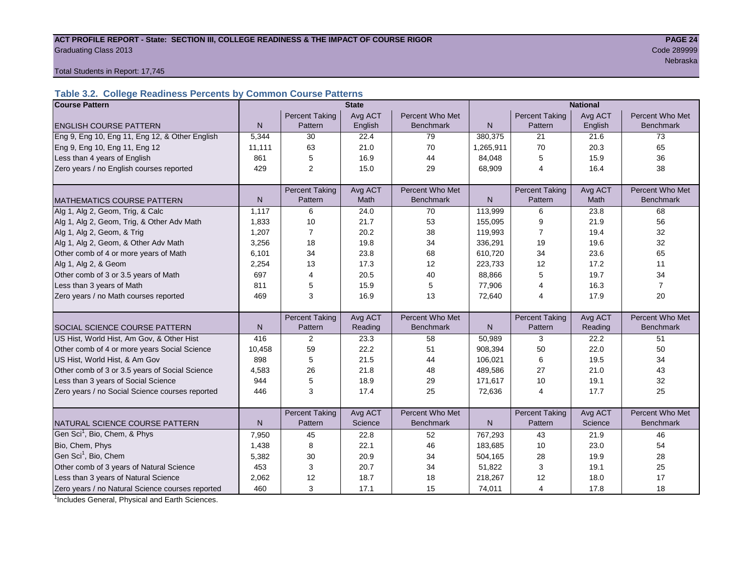**ACT PROFILE REPORT - State: SECTION III, COLLEGE READINESS & THE IMPACT OF COURSE RIGOR**
Graduating Class 2013
Code 289999
Nebraska

Total Students in Report: 17,745

### Table 3.2. College Readiness Percents by Common Course Patterns

| Course Pattern | State | | | | National | | | |
|---|---|---|---|---|---|---|---|---|
| ENGLISH COURSE PATTERN | N | Percent Taking Pattern | Avg ACT English | Percent Who Met Benchmark | N | Percent Taking Pattern | Avg ACT English | Percent Who Met Benchmark |
| Eng 9, Eng 10, Eng 11, Eng 12, & Other English | 5,344 | 30 | 22.4 | 79 | 380,375 | 21 | 21.6 | 73 |
| Eng 9, Eng 10, Eng 11, Eng 12 | 11,111 | 63 | 21.0 | 70 | 1,265,911 | 70 | 20.3 | 65 |
| Less than 4 years of English | 861 | 5 | 16.9 | 44 | 84,048 | 5 | 15.9 | 36 |
| Zero years / no English courses reported | 429 | 2 | 15.0 | 29 | 68,909 | 4 | 16.4 | 38 |
| MATHEMATICS COURSE PATTERN | N | Percent Taking Pattern | Avg ACT Math | Percent Who Met Benchmark | N | Percent Taking Pattern | Avg ACT Math | Percent Who Met Benchmark |
| Alg 1, Alg 2, Geom, Trig, & Calc | 1,117 | 6 | 24.0 | 70 | 113,999 | 6 | 23.8 | 68 |
| Alg 1, Alg 2, Geom, Trig, & Other Adv Math | 1,833 | 10 | 21.7 | 53 | 155,095 | 9 | 21.9 | 56 |
| Alg 1, Alg 2, Geom, & Trig | 1,207 | 7 | 20.2 | 38 | 119,993 | 7 | 19.4 | 32 |
| Alg 1, Alg 2, Geom, & Other Adv Math | 3,256 | 18 | 19.8 | 34 | 336,291 | 19 | 19.6 | 32 |
| Other comb of 4 or more years of Math | 6,101 | 34 | 23.8 | 68 | 610,720 | 34 | 23.6 | 65 |
| Alg 1, Alg 2, & Geom | 2,254 | 13 | 17.3 | 12 | 223,733 | 12 | 17.2 | 11 |
| Other comb of 3 or 3.5 years of Math | 697 | 4 | 20.5 | 40 | 88,866 | 5 | 19.7 | 34 |
| Less than 3 years of Math | 811 | 5 | 15.9 | 5 | 77,906 | 4 | 16.3 | 7 |
| Zero years / no Math courses reported | 469 | 3 | 16.9 | 13 | 72,640 | 4 | 17.9 | 20 |
| SOCIAL SCIENCE COURSE PATTERN | N | Percent Taking Pattern | Avg ACT Reading | Percent Who Met Benchmark | N | Percent Taking Pattern | Avg ACT Reading | Percent Who Met Benchmark |
| US Hist, World Hist, Am Gov, & Other Hist | 416 | 2 | 23.3 | 58 | 50,989 | 3 | 22.2 | 51 |
| Other comb of 4 or more years Social Science | 10,458 | 59 | 22.2 | 51 | 908,394 | 50 | 22.0 | 50 |
| US Hist, World Hist, & Am Gov | 898 | 5 | 21.5 | 44 | 106,021 | 6 | 19.5 | 34 |
| Other comb of 3 or 3.5 years of Social Science | 4,583 | 26 | 21.8 | 48 | 489,586 | 27 | 21.0 | 43 |
| Less than 3 years of Social Science | 944 | 5 | 18.9 | 29 | 171,617 | 10 | 19.1 | 32 |
| Zero years / no Social Science courses reported | 446 | 3 | 17.4 | 25 | 72,636 | 4 | 17.7 | 25 |
| NATURAL SCIENCE COURSE PATTERN | N | Percent Taking Pattern | Avg ACT Science | Percent Who Met Benchmark | N | Percent Taking Pattern | Avg ACT Science | Percent Who Met Benchmark |
| Gen Sci[1], Bio, Chem, & Phys | 7,950 | 45 | 22.8 | 52 | 767,293 | 43 | 21.9 | 46 |
| Bio, Chem, Phys | 1,438 | 8 | 22.1 | 46 | 183,685 | 10 | 23.0 | 54 |
| Gen Sci[1], Bio, Chem | 5,382 | 30 | 20.9 | 34 | 504,165 | 28 | 19.9 | 28 |
| Other comb of 3 years of Natural Science | 453 | 3 | 20.7 | 34 | 51,822 | 3 | 19.1 | 25 |
| Less than 3 years of Natural Science | 2,062 | 12 | 18.7 | 18 | 218,267 | 12 | 18.0 | 17 |
| Zero years / no Natural Science courses reported | 460 | 3 | 17.1 | 15 | 74,011 | 4 | 17.8 | 18 |

[1]Includes General, Physical and Earth Sciences.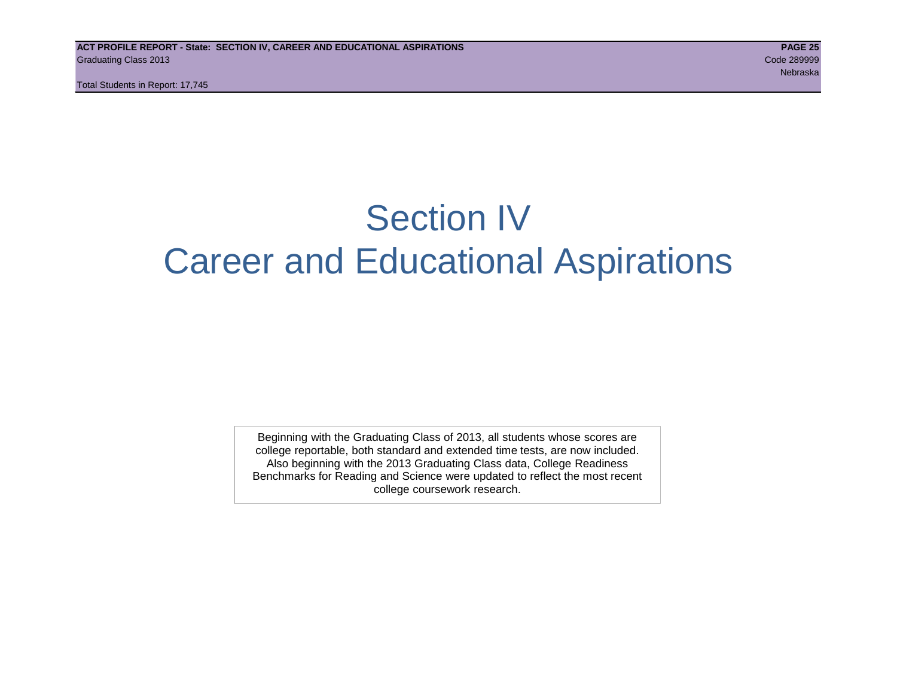# Section IV
# Career and Educational Aspirations

Beginning with the Graduating Class of 2013, all students whose scores are college reportable, both standard and extended time tests, are now included. Also beginning with the 2013 Graduating Class data, College Readiness Benchmarks for Reading and Science were updated to reflect the most recent college coursework research.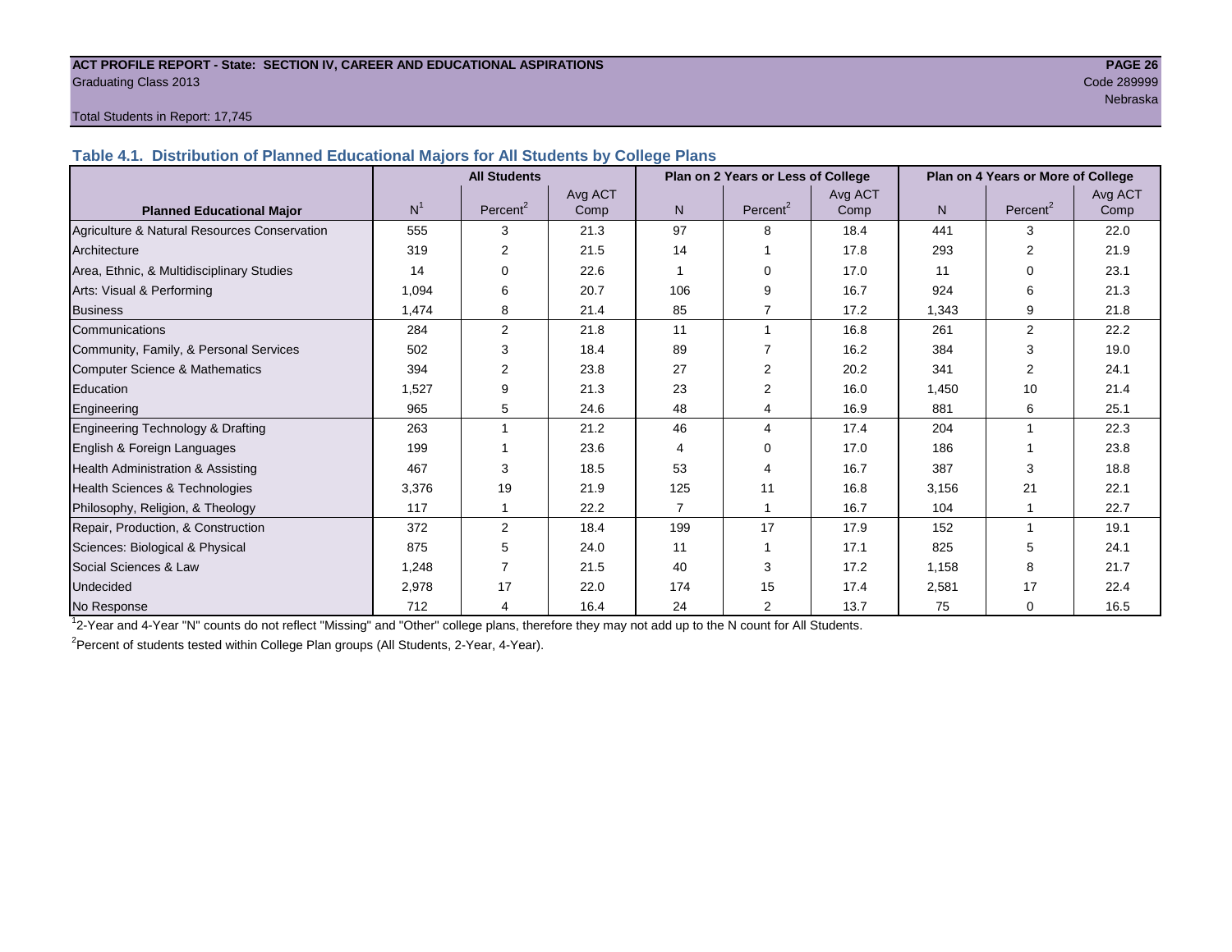**ACT PROFILE REPORT - State: SECTION IV, CAREER AND EDUCATIONAL ASPIRATIONS**

Graduating Class 2013

Code 289999

Nebraska

Total Students in Report: 17,745

### Table 4.1. Distribution of Planned Educational Majors for All Students by College Plans

| | All Students | | | Plan on 2 Years or Less of College | | | Plan on 4 Years or More of College | | |
|---|---|---|---|---|---|---|---|---|---|
| Planned Educational Major | N[1] | Percent[2] | Avg ACT Comp | N | Percent[2] | Avg ACT Comp | N | Percent[2] | Avg ACT Comp |
| Agriculture & Natural Resources Conservation | 555 | 3 | 21.3 | 97 | 8 | 18.4 | 441 | 3 | 22.0 |
| Architecture | 319 | 2 | 21.5 | 14 | 1 | 17.8 | 293 | 2 | 21.9 |
| Area, Ethnic, & Multidisciplinary Studies | 14 | 0 | 22.6 | 1 | 0 | 17.0 | 11 | 0 | 23.1 |
| Arts: Visual & Performing | 1,094 | 6 | 20.7 | 106 | 9 | 16.7 | 924 | 6 | 21.3 |
| Business | 1,474 | 8 | 21.4 | 85 | 7 | 17.2 | 1,343 | 9 | 21.8 |
| Communications | 284 | 2 | 21.8 | 11 | 1 | 16.8 | 261 | 2 | 22.2 |
| Community, Family, & Personal Services | 502 | 3 | 18.4 | 89 | 7 | 16.2 | 384 | 3 | 19.0 |
| Computer Science & Mathematics | 394 | 2 | 23.8 | 27 | 2 | 20.2 | 341 | 2 | 24.1 |
| Education | 1,527 | 9 | 21.3 | 23 | 2 | 16.0 | 1,450 | 10 | 21.4 |
| Engineering | 965 | 5 | 24.6 | 48 | 4 | 16.9 | 881 | 6 | 25.1 |
| Engineering Technology & Drafting | 263 | 1 | 21.2 | 46 | 4 | 17.4 | 204 | 1 | 22.3 |
| English & Foreign Languages | 199 | 1 | 23.6 | 4 | 0 | 17.0 | 186 | 1 | 23.8 |
| Health Administration & Assisting | 467 | 3 | 18.5 | 53 | 4 | 16.7 | 387 | 3 | 18.8 |
| Health Sciences & Technologies | 3,376 | 19 | 21.9 | 125 | 11 | 16.8 | 3,156 | 21 | 22.1 |
| Philosophy, Religion, & Theology | 117 | 1 | 22.2 | 7 | 1 | 16.7 | 104 | 1 | 22.7 |
| Repair, Production, & Construction | 372 | 2 | 18.4 | 199 | 17 | 17.9 | 152 | 1 | 19.1 |
| Sciences: Biological & Physical | 875 | 5 | 24.0 | 11 | 1 | 17.1 | 825 | 5 | 24.1 |
| Social Sciences & Law | 1,248 | 7 | 21.5 | 40 | 3 | 17.2 | 1,158 | 8 | 21.7 |
| Undecided | 2,978 | 17 | 22.0 | 174 | 15 | 17.4 | 2,581 | 17 | 22.4 |
| No Response | 712 | 4 | 16.4 | 24 | 2 | 13.7 | 75 | 0 | 16.5 |

[1] 2-Year and 4-Year "N" counts do not reflect "Missing" and "Other" college plans, therefore they may not add up to the N count for All Students.

[2] Percent of students tested within College Plan groups (All Students, 2-Year, 4-Year).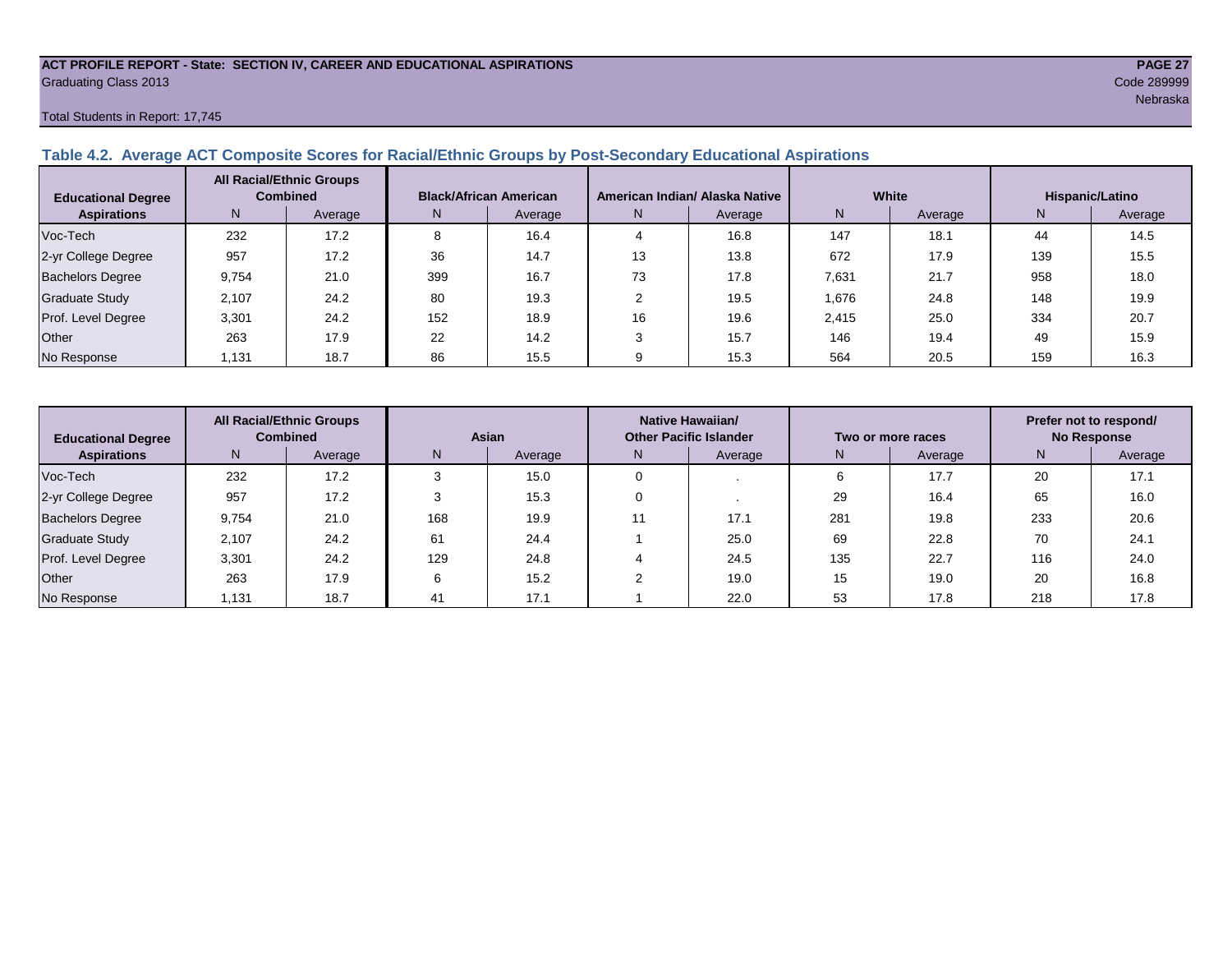ACT PROFILE REPORT - State: SECTION IV, CAREER AND EDUCATIONAL ASPIRATIONS
Graduating Class 2013
Code 289999
Nebraska

Total Students in Report: 17,745

### Table 4.2. Average ACT Composite Scores for Racial/Ethnic Groups by Post-Secondary Educational Aspirations

| Educational Degree Aspirations | All Racial/Ethnic Groups Combined | | Black/African American | | American Indian/ Alaska Native | | White | | Hispanic/Latino | |
|---|---|---|---|---|---|---|---|---|---|---|
| | N | Average | N | Average | N | Average | N | Average | N | Average |
| Voc-Tech | 232 | 17.2 | 8 | 16.4 | 4 | 16.8 | 147 | 18.1 | 44 | 14.5 |
| 2-yr College Degree | 957 | 17.2 | 36 | 14.7 | 13 | 13.8 | 672 | 17.9 | 139 | 15.5 |
| Bachelors Degree | 9,754 | 21.0 | 399 | 16.7 | 73 | 17.8 | 7,631 | 21.7 | 958 | 18.0 |
| Graduate Study | 2,107 | 24.2 | 80 | 19.3 | 2 | 19.5 | 1,676 | 24.8 | 148 | 19.9 |
| Prof. Level Degree | 3,301 | 24.2 | 152 | 18.9 | 16 | 19.6 | 2,415 | 25.0 | 334 | 20.7 |
| Other | 263 | 17.9 | 22 | 14.2 | 3 | 15.7 | 146 | 19.4 | 49 | 15.9 |
| No Response | 1,131 | 18.7 | 86 | 15.5 | 9 | 15.3 | 564 | 20.5 | 159 | 16.3 |

| Educational Degree Aspirations | All Racial/Ethnic Groups Combined | | Asian | | Native Hawaiian/ Other Pacific Islander | | Two or more races | | Prefer not to respond/ No Response | |
|---|---|---|---|---|---|---|---|---|---|---|
| | N | Average | N | Average | N | Average | N | Average | N | Average |
| Voc-Tech | 232 | 17.2 | 3 | 15.0 | 0 | . | 6 | 17.7 | 20 | 17.1 |
| 2-yr College Degree | 957 | 17.2 | 3 | 15.3 | 0 | . | 29 | 16.4 | 65 | 16.0 |
| Bachelors Degree | 9,754 | 21.0 | 168 | 19.9 | 11 | 17.1 | 281 | 19.8 | 233 | 20.6 |
| Graduate Study | 2,107 | 24.2 | 61 | 24.4 | 1 | 25.0 | 69 | 22.8 | 70 | 24.1 |
| Prof. Level Degree | 3,301 | 24.2 | 129 | 24.8 | 4 | 24.5 | 135 | 22.7 | 116 | 24.0 |
| Other | 263 | 17.9 | 6 | 15.2 | 2 | 19.0 | 15 | 19.0 | 20 | 16.8 |
| No Response | 1,131 | 18.7 | 41 | 17.1 | 1 | 22.0 | 53 | 17.8 | 218 | 17.8 |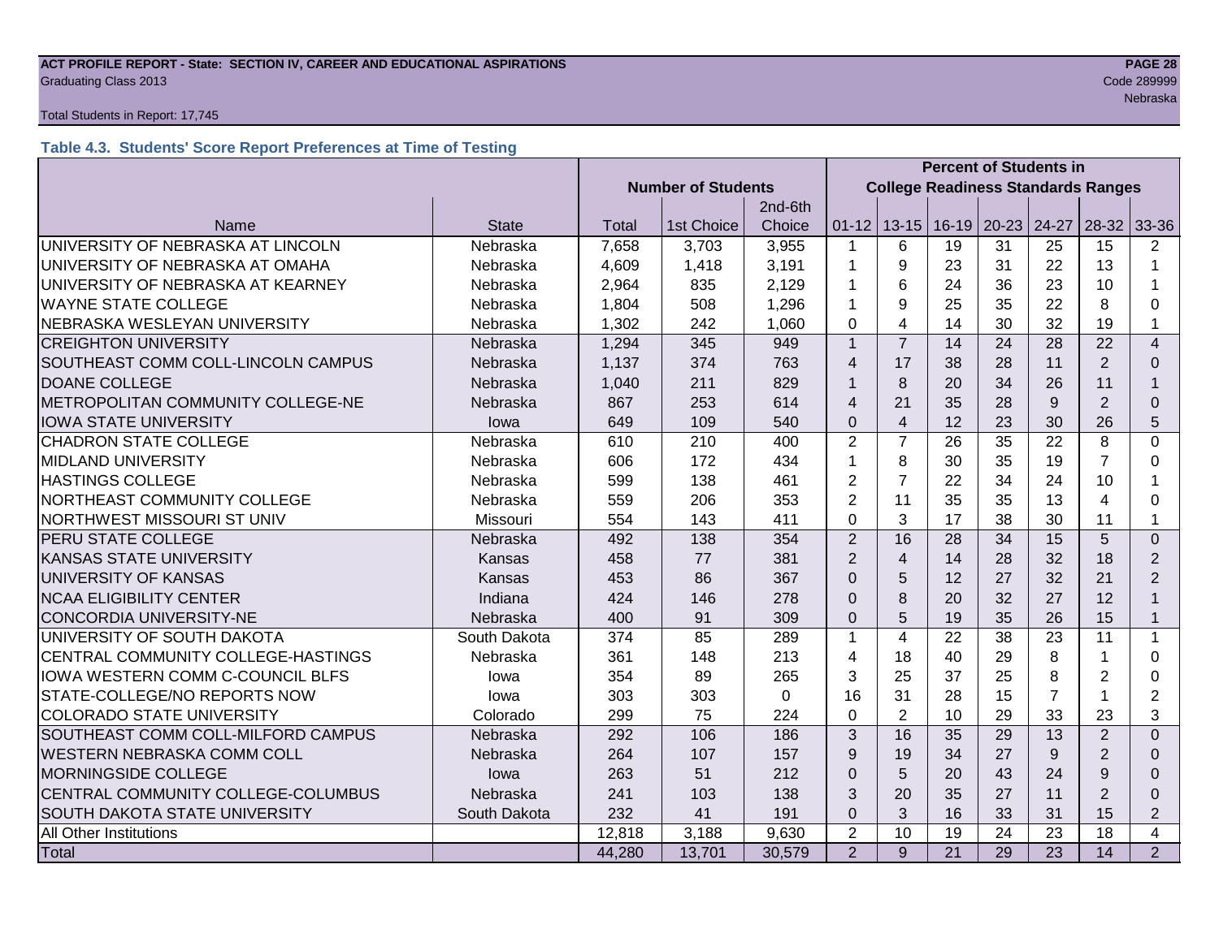## Table 4.3. Students' Score Report Preferences at Time of Testing

| | | Number of Students | | | Percent of Students in College Readiness Standards Ranges | | | | | | |
|---|---|---|---|---|---|---|---|---|---|---|---|
| Name | State | Total | 1st Choice | 2nd-6th Choice | 01-12 | 13-15 | 16-19 | 20-23 | 24-27 | 28-32 | 33-36 |
| UNIVERSITY OF NEBRASKA AT LINCOLN | Nebraska | 7,658 | 3,703 | 3,955 | 1 | 6 | 19 | 31 | 25 | 15 | 2 |
| UNIVERSITY OF NEBRASKA AT OMAHA | Nebraska | 4,609 | 1,418 | 3,191 | 1 | 9 | 23 | 31 | 22 | 13 | 1 |
| UNIVERSITY OF NEBRASKA AT KEARNEY | Nebraska | 2,964 | 835 | 2,129 | 1 | 6 | 24 | 36 | 23 | 10 | 1 |
| WAYNE STATE COLLEGE | Nebraska | 1,804 | 508 | 1,296 | 1 | 9 | 25 | 35 | 22 | 8 | 0 |
| NEBRASKA WESLEYAN UNIVERSITY | Nebraska | 1,302 | 242 | 1,060 | 0 | 4 | 14 | 30 | 32 | 19 | 1 |
| CREIGHTON UNIVERSITY | Nebraska | 1,294 | 345 | 949 | 1 | 7 | 14 | 24 | 28 | 22 | 4 |
| SOUTHEAST COMM COLL-LINCOLN CAMPUS | Nebraska | 1,137 | 374 | 763 | 4 | 17 | 38 | 28 | 11 | 2 | 0 |
| DOANE COLLEGE | Nebraska | 1,040 | 211 | 829 | 1 | 8 | 20 | 34 | 26 | 11 | 1 |
| METROPOLITAN COMMUNITY COLLEGE-NE | Nebraska | 867 | 253 | 614 | 4 | 21 | 35 | 28 | 9 | 2 | 0 |
| IOWA STATE UNIVERSITY | Iowa | 649 | 109 | 540 | 0 | 4 | 12 | 23 | 30 | 26 | 5 |
| CHADRON STATE COLLEGE | Nebraska | 610 | 210 | 400 | 2 | 7 | 26 | 35 | 22 | 8 | 0 |
| MIDLAND UNIVERSITY | Nebraska | 606 | 172 | 434 | 1 | 8 | 30 | 35 | 19 | 7 | 0 |
| HASTINGS COLLEGE | Nebraska | 599 | 138 | 461 | 2 | 7 | 22 | 34 | 24 | 10 | 1 |
| NORTHEAST COMMUNITY COLLEGE | Nebraska | 559 | 206 | 353 | 2 | 11 | 35 | 35 | 13 | 4 | 0 |
| NORTHWEST MISSOURI ST UNIV | Missouri | 554 | 143 | 411 | 0 | 3 | 17 | 38 | 30 | 11 | 1 |
| PERU STATE COLLEGE | Nebraska | 492 | 138 | 354 | 2 | 16 | 28 | 34 | 15 | 5 | 0 |
| KANSAS STATE UNIVERSITY | Kansas | 458 | 77 | 381 | 2 | 4 | 14 | 28 | 32 | 18 | 2 |
| UNIVERSITY OF KANSAS | Kansas | 453 | 86 | 367 | 0 | 5 | 12 | 27 | 32 | 21 | 2 |
| NCAA ELIGIBILITY CENTER | Indiana | 424 | 146 | 278 | 0 | 8 | 20 | 32 | 27 | 12 | 1 |
| CONCORDIA UNIVERSITY-NE | Nebraska | 400 | 91 | 309 | 0 | 5 | 19 | 35 | 26 | 15 | 1 |
| UNIVERSITY OF SOUTH DAKOTA | South Dakota | 374 | 85 | 289 | 1 | 4 | 22 | 38 | 23 | 11 | 1 |
| CENTRAL COMMUNITY COLLEGE-HASTINGS | Nebraska | 361 | 148 | 213 | 4 | 18 | 40 | 29 | 8 | 1 | 0 |
| IOWA WESTERN COMM C-COUNCIL BLFS | Iowa | 354 | 89 | 265 | 3 | 25 | 37 | 25 | 8 | 2 | 0 |
| STATE-COLLEGE/NO REPORTS NOW | Iowa | 303 | 303 | 0 | 16 | 31 | 28 | 15 | 7 | 1 | 2 |
| COLORADO STATE UNIVERSITY | Colorado | 299 | 75 | 224 | 0 | 2 | 10 | 29 | 33 | 23 | 3 |
| SOUTHEAST COMM COLL-MILFORD CAMPUS | Nebraska | 292 | 106 | 186 | 3 | 16 | 35 | 29 | 13 | 2 | 0 |
| WESTERN NEBRASKA COMM COLL | Nebraska | 264 | 107 | 157 | 9 | 19 | 34 | 27 | 9 | 2 | 0 |
| MORNINGSIDE COLLEGE | Iowa | 263 | 51 | 212 | 0 | 5 | 20 | 43 | 24 | 9 | 0 |
| CENTRAL COMMUNITY COLLEGE-COLUMBUS | Nebraska | 241 | 103 | 138 | 3 | 20 | 35 | 27 | 11 | 2 | 0 |
| SOUTH DAKOTA STATE UNIVERSITY | South Dakota | 232 | 41 | 191 | 0 | 3 | 16 | 33 | 31 | 15 | 2 |
| All Other Institutions | | 12,818 | 3,188 | 9,630 | 2 | 10 | 19 | 24 | 23 | 18 | 4 |
| Total | | 44,280 | 13,701 | 30,579 | 2 | 9 | 21 | 29 | 23 | 14 | 2 |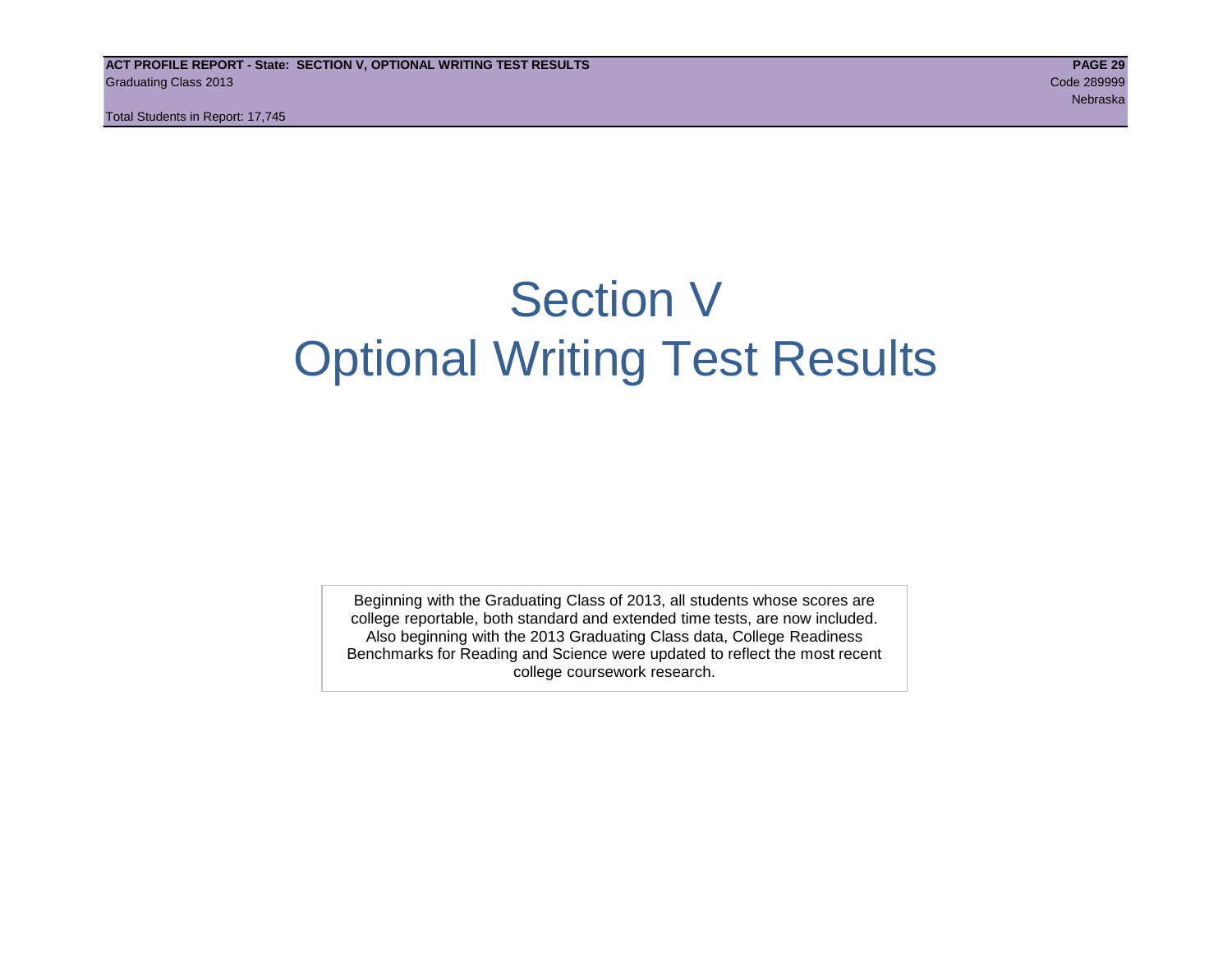# Section V
# Optional Writing Test Results

Beginning with the Graduating Class of 2013, all students whose scores are college reportable, both standard and extended time tests, are now included. Also beginning with the 2013 Graduating Class data, College Readiness Benchmarks for Reading and Science were updated to reflect the most recent college coursework research.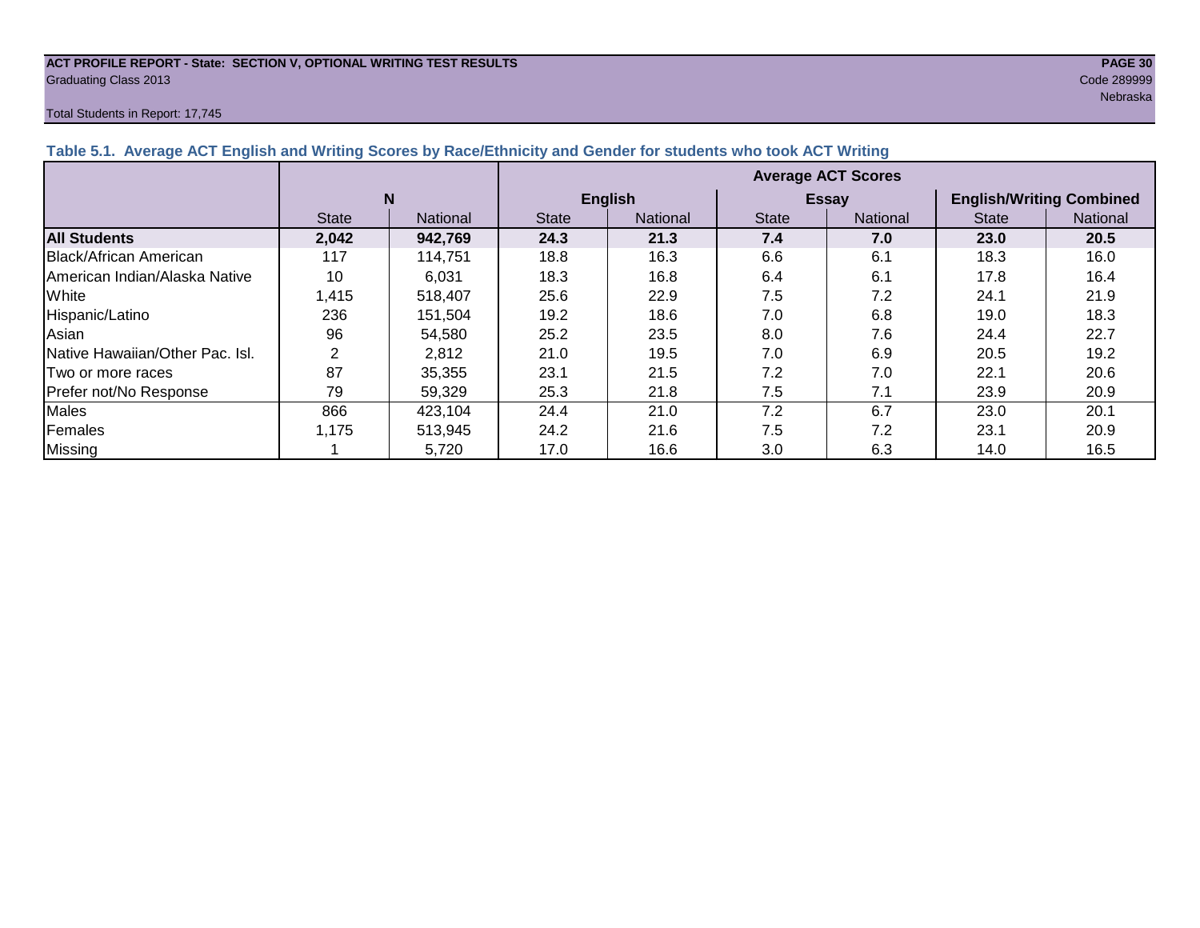**ACT PROFILE REPORT - State: SECTION V, OPTIONAL WRITING TEST RESULTS**
Graduating Class 2013

Code 289999
Nebraska

Total Students in Report: 17,745

### Table 5.1. Average ACT English and Writing Scores by Race/Ethnicity and Gender for students who took ACT Writing

| | N | | Average ACT Scores | | | | | |
|---|---|---|---|---|---|---|---|---|
| | | | English | | Essay | | English/Writing Combined | |
| | State | National | State | National | State | National | State | National |
| **All Students** | **2,042** | **942,769** | **24.3** | **21.3** | **7.4** | **7.0** | **23.0** | **20.5** |
| Black/African American | 117 | 114,751 | 18.8 | 16.3 | 6.6 | 6.1 | 18.3 | 16.0 |
| American Indian/Alaska Native | 10 | 6,031 | 18.3 | 16.8 | 6.4 | 6.1 | 17.8 | 16.4 |
| White | 1,415 | 518,407 | 25.6 | 22.9 | 7.5 | 7.2 | 24.1 | 21.9 |
| Hispanic/Latino | 236 | 151,504 | 19.2 | 18.6 | 7.0 | 6.8 | 19.0 | 18.3 |
| Asian | 96 | 54,580 | 25.2 | 23.5 | 8.0 | 7.6 | 24.4 | 22.7 |
| Native Hawaiian/Other Pac. Isl. | 2 | 2,812 | 21.0 | 19.5 | 7.0 | 6.9 | 20.5 | 19.2 |
| Two or more races | 87 | 35,355 | 23.1 | 21.5 | 7.2 | 7.0 | 22.1 | 20.6 |
| Prefer not/No Response | 79 | 59,329 | 25.3 | 21.8 | 7.5 | 7.1 | 23.9 | 20.9 |
| Males | 866 | 423,104 | 24.4 | 21.0 | 7.2 | 6.7 | 23.0 | 20.1 |
| Females | 1,175 | 513,945 | 24.2 | 21.6 | 7.5 | 7.2 | 23.1 | 20.9 |
| Missing | 1 | 5,720 | 17.0 | 16.6 | 3.0 | 6.3 | 14.0 | 16.5 |